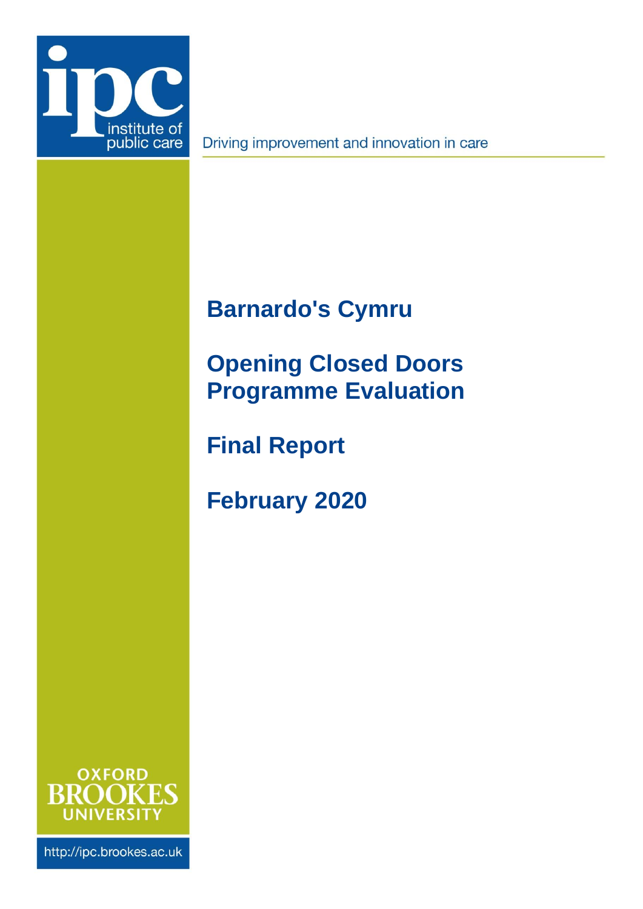ipc institute of public care

Driving improvement and innovation in care

# Barnardo's Cymru

# Opening Closed Doors Programme Evaluation

# Final Report

# February 2020

OXFORD BROOKES UNIVERSITY

http://ipc.brookes.ac.uk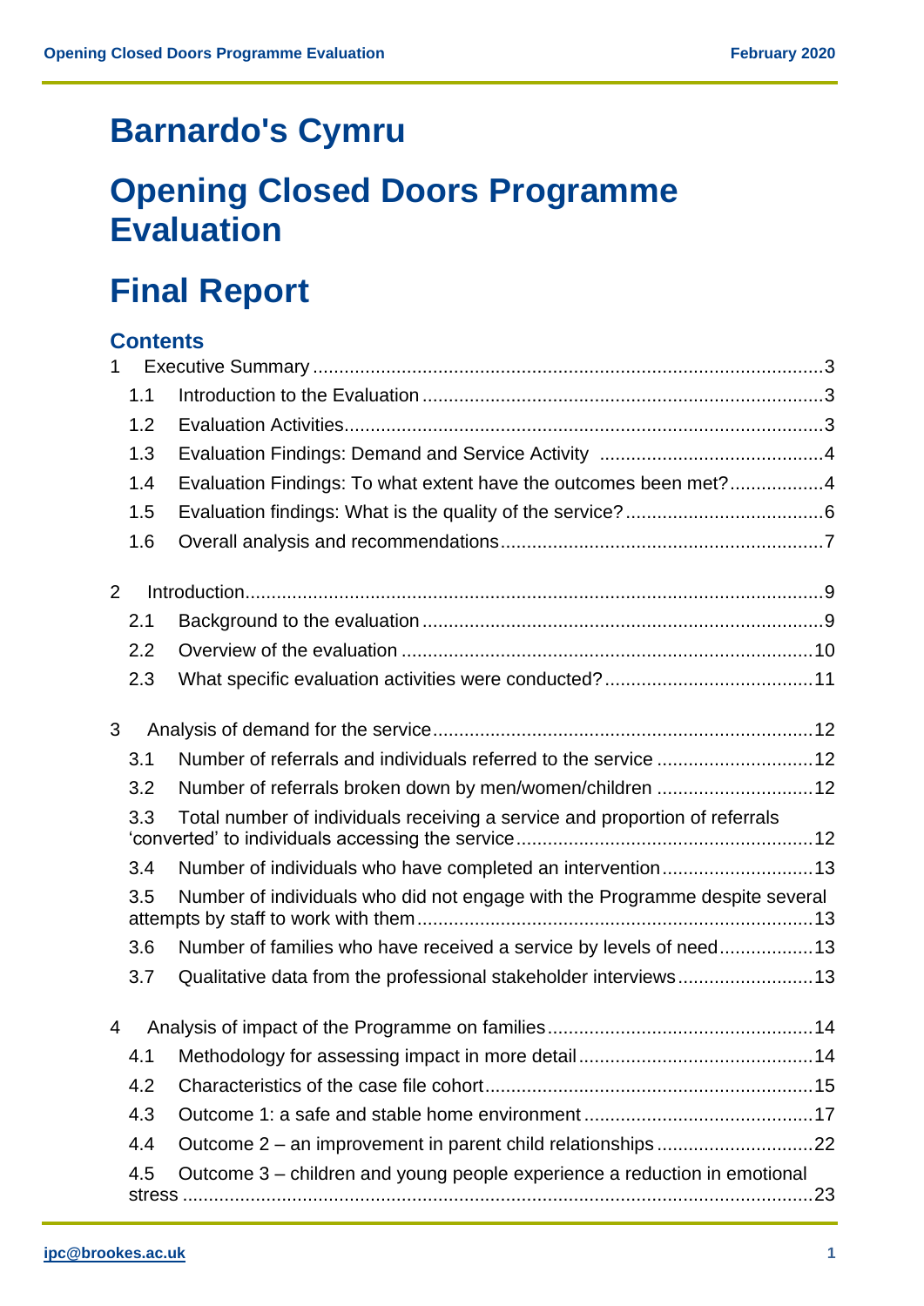# Barnardo's Cymru

# Opening Closed Doors Programme Evaluation

# Final Report

## Contents

1 Executive Summary ....................................................................................................3

- 1.1 Introduction to the Evaluation ..........................................................................3
- 1.2 Evaluation Activities..........................................................................................3
- 1.3 Evaluation Findings: Demand and Service Activity ..........................................4
- 1.4 Evaluation Findings: To what extent have the outcomes been met?.................4
- 1.5 Evaluation findings: What is the quality of the service?....................................6
- 1.6 Overall analysis and recommendations............................................................7

2 Introduction..............................................................................................................9

- 2.1 Background to the evaluation ...........................................................................9
- 2.2 Overview of the evaluation .............................................................................10
- 2.3 What specific evaluation activities were conducted? .......................................11

3 Analysis of demand for the service .......................................................................12

- 3.1 Number of referrals and individuals referred to the service ............................12
- 3.2 Number of referrals broken down by men/women/children .............................12
- 3.3 Total number of individuals receiving a service and proportion of referrals 'converted' to individuals accessing the service ........................................................12
- 3.4 Number of individuals who have completed an intervention............................13
- 3.5 Number of individuals who did not engage with the Programme despite several attempts by staff to work with them ...........................................................................13
- 3.6 Number of families who have received a service by levels of need.................13
- 3.7 Qualitative data from the professional stakeholder interviews .........................13

4 Analysis of impact of the Programme on families .................................................14

- 4.1 Methodology for assessing impact in more detail ............................................14
- 4.2 Characteristics of the case file cohort..............................................................15
- 4.3 Outcome 1: a safe and stable home environment ...........................................17
- 4.4 Outcome 2 – an improvement in parent child relationships .............................22
- 4.5 Outcome 3 – children and young people experience a reduction in emotional stress ........................................................................................................................23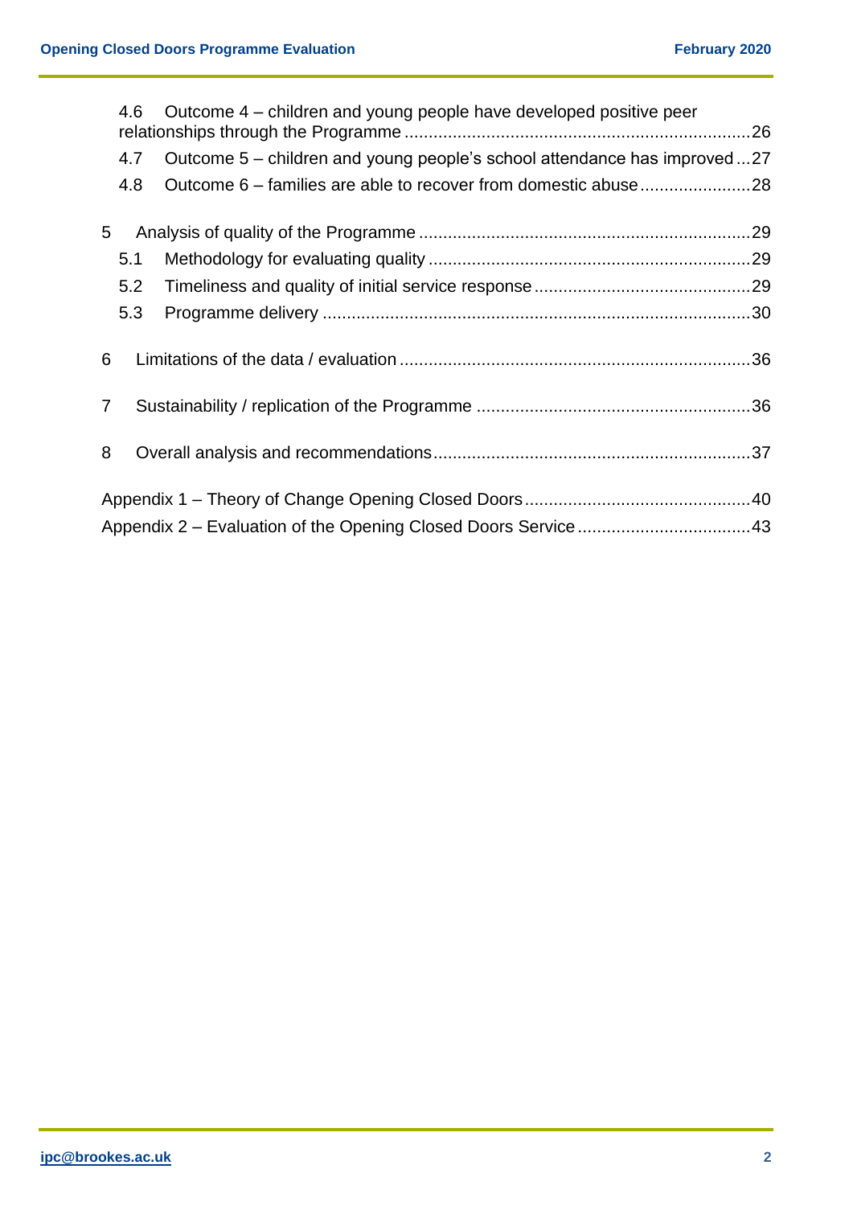4.6 Outcome 4 – children and young people have developed positive peer relationships through the Programme ....................................................................26

4.7 Outcome 5 – children and young people's school attendance has improved ...27

4.8 Outcome 6 – families are able to recover from domestic abuse .......................28

5 Analysis of quality of the Programme ....................................................................29

5.1 Methodology for evaluating quality ..................................................................29

5.2 Timeliness and quality of initial service response .............................................29

5.3 Programme delivery .......................................................................................30

6 Limitations of the data / evaluation .......................................................................36

7 Sustainability / replication of the Programme ........................................................36

8 Overall analysis and recommendations.................................................................37

Appendix 1 – Theory of Change Opening Closed Doors ..............................................40

Appendix 2 – Evaluation of the Opening Closed Doors Service ...................................43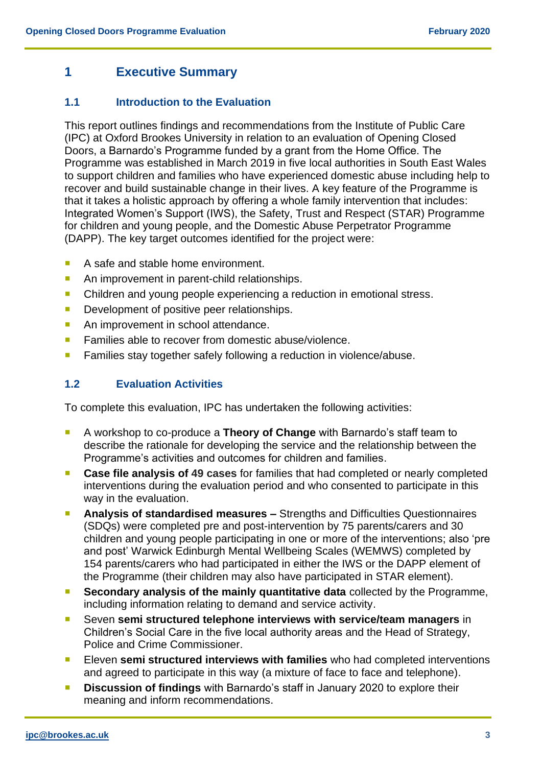# 1 Executive Summary

## 1.1 Introduction to the Evaluation

This report outlines findings and recommendations from the Institute of Public Care (IPC) at Oxford Brookes University in relation to an evaluation of Opening Closed Doors, a Barnardo's Programme funded by a grant from the Home Office. The Programme was established in March 2019 in five local authorities in South East Wales to support children and families who have experienced domestic abuse including help to recover and build sustainable change in their lives. A key feature of the Programme is that it takes a holistic approach by offering a whole family intervention that includes: Integrated Women's Support (IWS), the Safety, Trust and Respect (STAR) Programme for children and young people, and the Domestic Abuse Perpetrator Programme (DAPP). The key target outcomes identified for the project were:

- A safe and stable home environment.
- An improvement in parent-child relationships.
- Children and young people experiencing a reduction in emotional stress.
- Development of positive peer relationships.
- An improvement in school attendance.
- Families able to recover from domestic abuse/violence.
- Families stay together safely following a reduction in violence/abuse.

## 1.2 Evaluation Activities

To complete this evaluation, IPC has undertaken the following activities:

- A workshop to co-produce a **Theory of Change** with Barnardo's staff team to describe the rationale for developing the service and the relationship between the Programme's activities and outcomes for children and families.
- **Case file analysis of 49 cases** for families that had completed or nearly completed interventions during the evaluation period and who consented to participate in this way in the evaluation.
- **Analysis of standardised measures –** Strengths and Difficulties Questionnaires (SDQs) were completed pre and post-intervention by 75 parents/carers and 30 children and young people participating in one or more of the interventions; also 'pre and post' Warwick Edinburgh Mental Wellbeing Scales (WEMWS) completed by 154 parents/carers who had participated in either the IWS or the DAPP element of the Programme (their children may also have participated in STAR element).
- **Secondary analysis of the mainly quantitative data** collected by the Programme, including information relating to demand and service activity.
- Seven **semi structured telephone interviews with service/team managers** in Children's Social Care in the five local authority areas and the Head of Strategy, Police and Crime Commissioner.
- Eleven **semi structured interviews with families** who had completed interventions and agreed to participate in this way (a mixture of face to face and telephone).
- **Discussion of findings** with Barnardo's staff in January 2020 to explore their meaning and inform recommendations.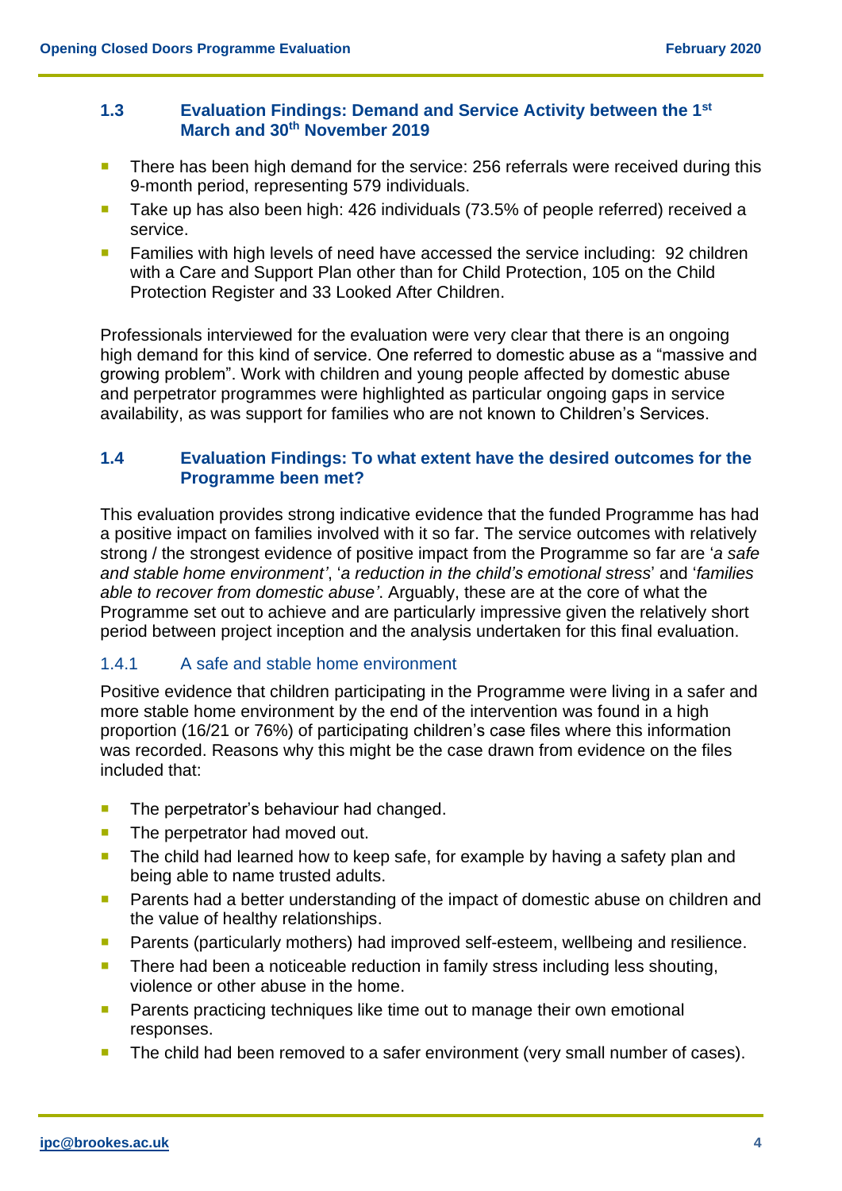### 1.3 Evaluation Findings: Demand and Service Activity between the 1st March and 30th November 2019

- There has been high demand for the service: 256 referrals were received during this 9-month period, representing 579 individuals.
- Take up has also been high: 426 individuals (73.5% of people referred) received a service.
- Families with high levels of need have accessed the service including: 92 children with a Care and Support Plan other than for Child Protection, 105 on the Child Protection Register and 33 Looked After Children.

Professionals interviewed for the evaluation were very clear that there is an ongoing high demand for this kind of service. One referred to domestic abuse as a "massive and growing problem". Work with children and young people affected by domestic abuse and perpetrator programmes were highlighted as particular ongoing gaps in service availability, as was support for families who are not known to Children's Services.

### 1.4 Evaluation Findings: To what extent have the desired outcomes for the Programme been met?

This evaluation provides strong indicative evidence that the funded Programme has had a positive impact on families involved with it so far. The service outcomes with relatively strong / the strongest evidence of positive impact from the Programme so far are '*a safe and stable home environment*', '*a reduction in the child's emotional stress*' and '*families able to recover from domestic abuse*'. Arguably, these are at the core of what the Programme set out to achieve and are particularly impressive given the relatively short period between project inception and the analysis undertaken for this final evaluation.

#### 1.4.1 A safe and stable home environment

Positive evidence that children participating in the Programme were living in a safer and more stable home environment by the end of the intervention was found in a high proportion (16/21 or 76%) of participating children's case files where this information was recorded. Reasons why this might be the case drawn from evidence on the files included that:

- The perpetrator's behaviour had changed.
- The perpetrator had moved out.
- The child had learned how to keep safe, for example by having a safety plan and being able to name trusted adults.
- Parents had a better understanding of the impact of domestic abuse on children and the value of healthy relationships.
- Parents (particularly mothers) had improved self-esteem, wellbeing and resilience.
- There had been a noticeable reduction in family stress including less shouting, violence or other abuse in the home.
- Parents practicing techniques like time out to manage their own emotional responses.
- The child had been removed to a safer environment (very small number of cases).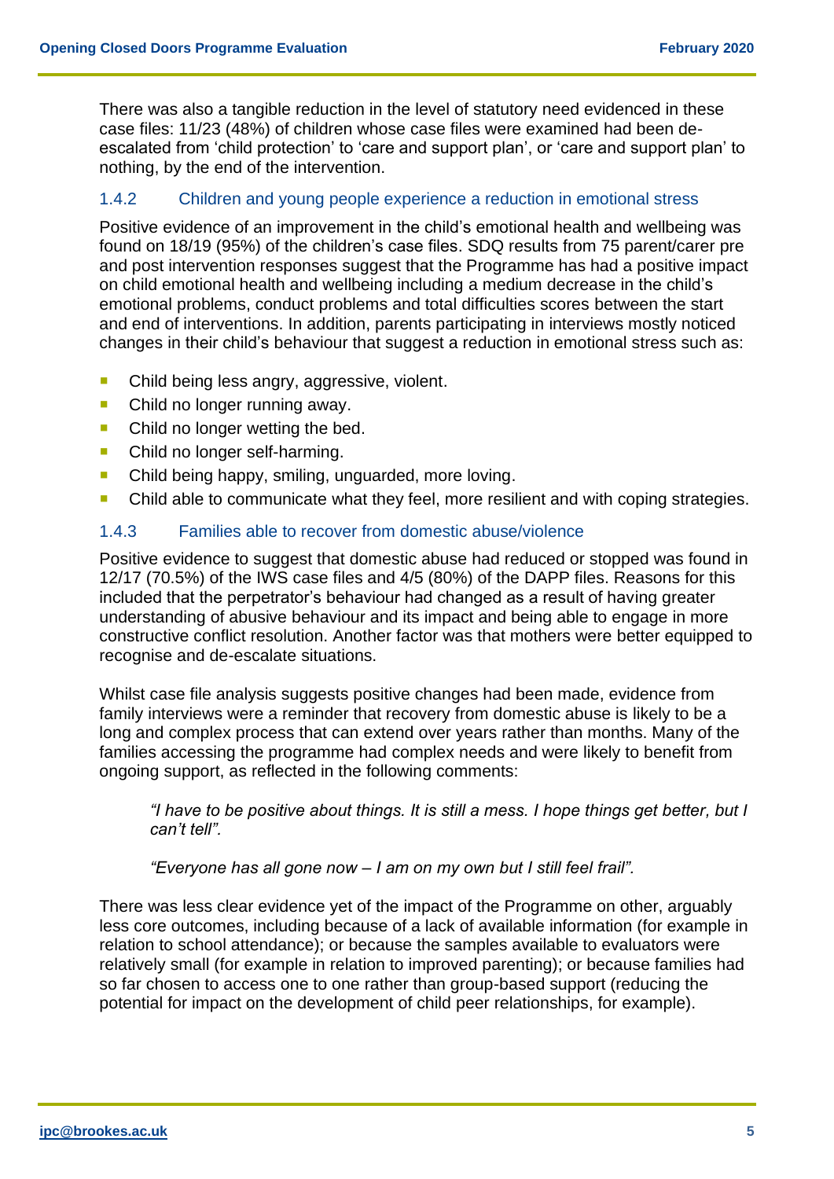There was also a tangible reduction in the level of statutory need evidenced in these case files: 11/23 (48%) of children whose case files were examined had been de-escalated from 'child protection' to 'care and support plan', or 'care and support plan' to nothing, by the end of the intervention.

### 1.4.2 Children and young people experience a reduction in emotional stress

Positive evidence of an improvement in the child's emotional health and wellbeing was found on 18/19 (95%) of the children's case files. SDQ results from 75 parent/carer pre and post intervention responses suggest that the Programme has had a positive impact on child emotional health and wellbeing including a medium decrease in the child's emotional problems, conduct problems and total difficulties scores between the start and end of interventions. In addition, parents participating in interviews mostly noticed changes in their child's behaviour that suggest a reduction in emotional stress such as:

- Child being less angry, aggressive, violent.
- Child no longer running away.
- Child no longer wetting the bed.
- Child no longer self-harming.
- Child being happy, smiling, unguarded, more loving.
- Child able to communicate what they feel, more resilient and with coping strategies.

### 1.4.3 Families able to recover from domestic abuse/violence

Positive evidence to suggest that domestic abuse had reduced or stopped was found in 12/17 (70.5%) of the IWS case files and 4/5 (80%) of the DAPP files. Reasons for this included that the perpetrator's behaviour had changed as a result of having greater understanding of abusive behaviour and its impact and being able to engage in more constructive conflict resolution. Another factor was that mothers were better equipped to recognise and de-escalate situations.

Whilst case file analysis suggests positive changes had been made, evidence from family interviews were a reminder that recovery from domestic abuse is likely to be a long and complex process that can extend over years rather than months. Many of the families accessing the programme had complex needs and were likely to benefit from ongoing support, as reflected in the following comments:

> *"I have to be positive about things. It is still a mess. I hope things get better, but I can't tell".*

> *"Everyone has all gone now – I am on my own but I still feel frail".*

There was less clear evidence yet of the impact of the Programme on other, arguably less core outcomes, including because of a lack of available information (for example in relation to school attendance); or because the samples available to evaluators were relatively small (for example in relation to improved parenting); or because families had so far chosen to access one to one rather than group-based support (reducing the potential for impact on the development of child peer relationships, for example).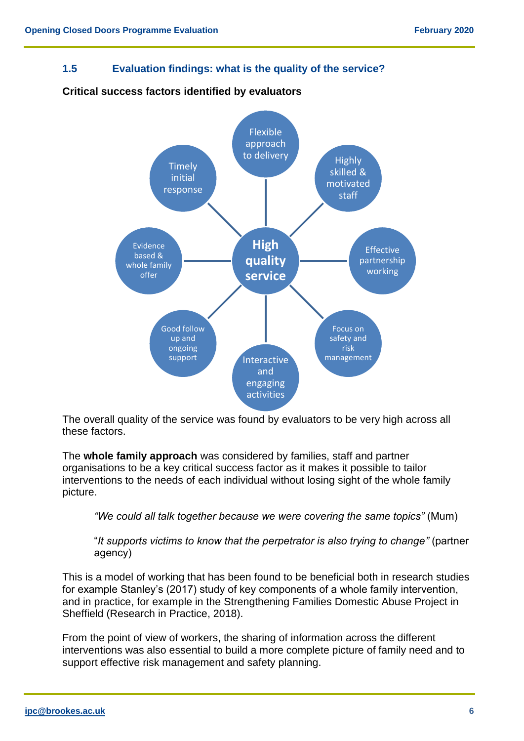## 1.5 Evaluation findings: what is the quality of the service?

**Critical success factors identified by evaluators**

- **High quality service**
  - Flexible approach to delivery
  - Highly skilled & motivated staff
  - Effective partnership working
  - Focus on safety and risk management
  - Interactive and engaging activities
  - Good follow up and ongoing support
  - Evidence based & whole family offer
  - Timely initial response

The overall quality of the service was found by evaluators to be very high across all these factors.

The **whole family approach** was considered by families, staff and partner organisations to be a key critical success factor as it makes it possible to tailor interventions to the needs of each individual without losing sight of the whole family picture.

> *"We could all talk together because we were covering the same topics"* (Mum)

> "*It supports victims to know that the perpetrator is also trying to change"* (partner agency)

This is a model of working that has been found to be beneficial both in research studies for example Stanley's (2017) study of key components of a whole family intervention, and in practice, for example in the Strengthening Families Domestic Abuse Project in Sheffield (Research in Practice, 2018).

From the point of view of workers, the sharing of information across the different interventions was also essential to build a more complete picture of family need and to support effective risk management and safety planning.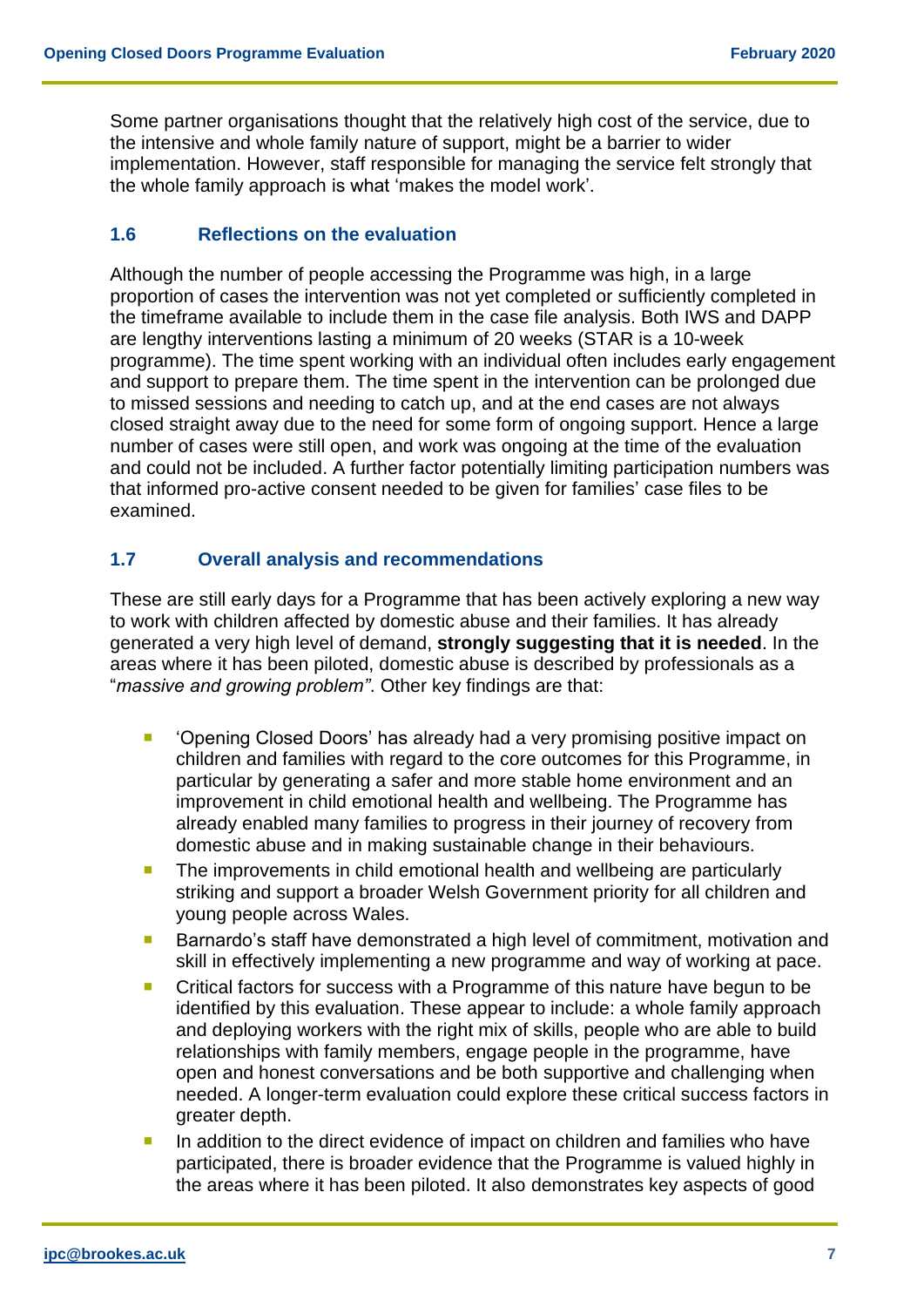Some partner organisations thought that the relatively high cost of the service, due to the intensive and whole family nature of support, might be a barrier to wider implementation. However, staff responsible for managing the service felt strongly that the whole family approach is what 'makes the model work'.

### 1.6 Reflections on the evaluation

Although the number of people accessing the Programme was high, in a large proportion of cases the intervention was not yet completed or sufficiently completed in the timeframe available to include them in the case file analysis. Both IWS and DAPP are lengthy interventions lasting a minimum of 20 weeks (STAR is a 10-week programme). The time spent working with an individual often includes early engagement and support to prepare them. The time spent in the intervention can be prolonged due to missed sessions and needing to catch up, and at the end cases are not always closed straight away due to the need for some form of ongoing support. Hence a large number of cases were still open, and work was ongoing at the time of the evaluation and could not be included. A further factor potentially limiting participation numbers was that informed pro-active consent needed to be given for families' case files to be examined.

### 1.7 Overall analysis and recommendations

These are still early days for a Programme that has been actively exploring a new way to work with children affected by domestic abuse and their families. It has already generated a very high level of demand, **strongly suggesting that it is needed**. In the areas where it has been piloted, domestic abuse is described by professionals as a "*massive and growing problem"*. Other key findings are that:

- 'Opening Closed Doors' has already had a very promising positive impact on children and families with regard to the core outcomes for this Programme, in particular by generating a safer and more stable home environment and an improvement in child emotional health and wellbeing. The Programme has already enabled many families to progress in their journey of recovery from domestic abuse and in making sustainable change in their behaviours.
- The improvements in child emotional health and wellbeing are particularly striking and support a broader Welsh Government priority for all children and young people across Wales.
- Barnardo's staff have demonstrated a high level of commitment, motivation and skill in effectively implementing a new programme and way of working at pace.
- Critical factors for success with a Programme of this nature have begun to be identified by this evaluation. These appear to include: a whole family approach and deploying workers with the right mix of skills, people who are able to build relationships with family members, engage people in the programme, have open and honest conversations and be both supportive and challenging when needed. A longer-term evaluation could explore these critical success factors in greater depth.
- In addition to the direct evidence of impact on children and families who have participated, there is broader evidence that the Programme is valued highly in the areas where it has been piloted. It also demonstrates key aspects of good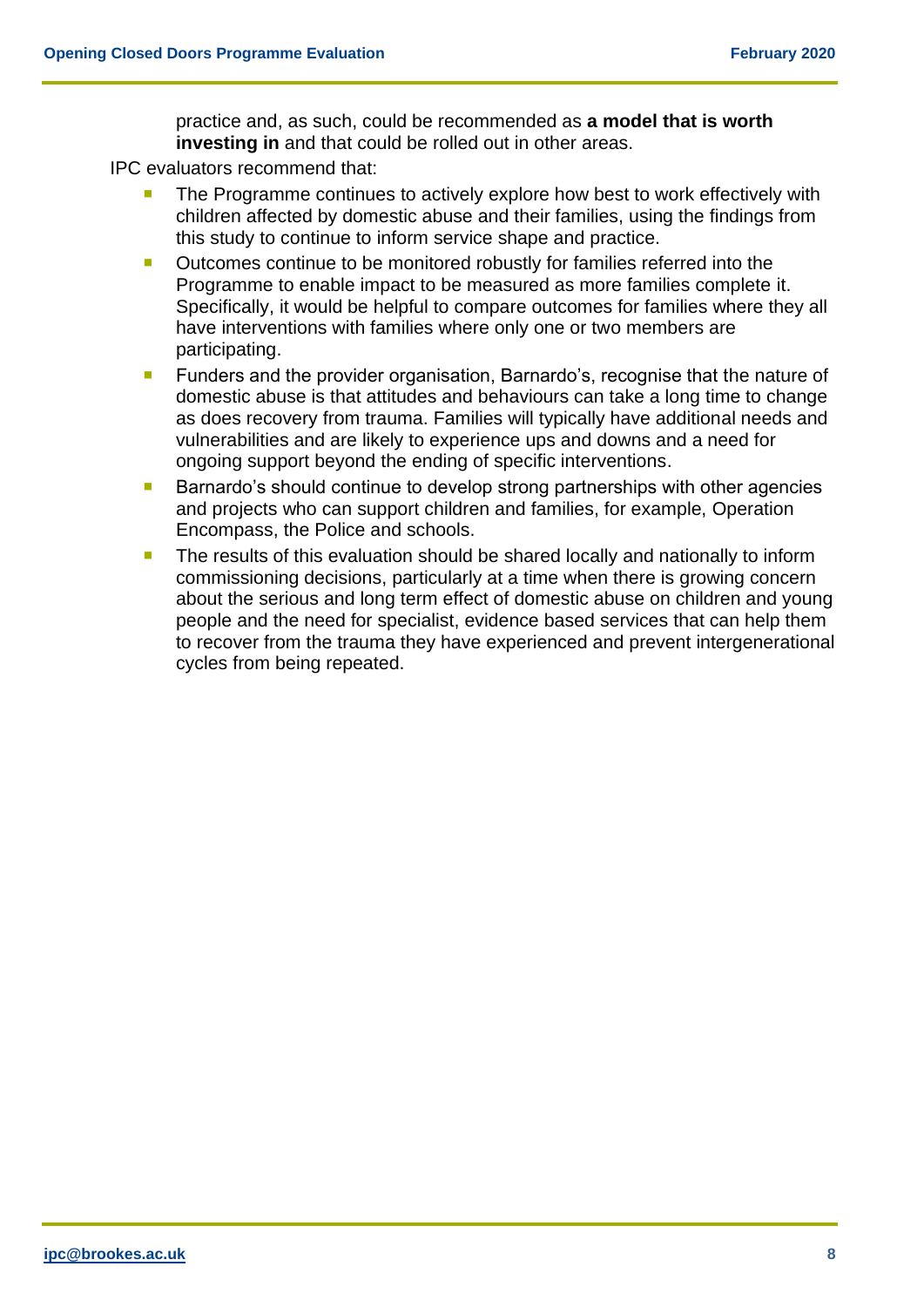practice and, as such, could be recommended as **a model that is worth investing in** and that could be rolled out in other areas.

IPC evaluators recommend that:

- The Programme continues to actively explore how best to work effectively with children affected by domestic abuse and their families, using the findings from this study to continue to inform service shape and practice.
- Outcomes continue to be monitored robustly for families referred into the Programme to enable impact to be measured as more families complete it. Specifically, it would be helpful to compare outcomes for families where they all have interventions with families where only one or two members are participating.
- Funders and the provider organisation, Barnardo's, recognise that the nature of domestic abuse is that attitudes and behaviours can take a long time to change as does recovery from trauma. Families will typically have additional needs and vulnerabilities and are likely to experience ups and downs and a need for ongoing support beyond the ending of specific interventions.
- Barnardo's should continue to develop strong partnerships with other agencies and projects who can support children and families, for example, Operation Encompass, the Police and schools.
- The results of this evaluation should be shared locally and nationally to inform commissioning decisions, particularly at a time when there is growing concern about the serious and long term effect of domestic abuse on children and young people and the need for specialist, evidence based services that can help them to recover from the trauma they have experienced and prevent intergenerational cycles from being repeated.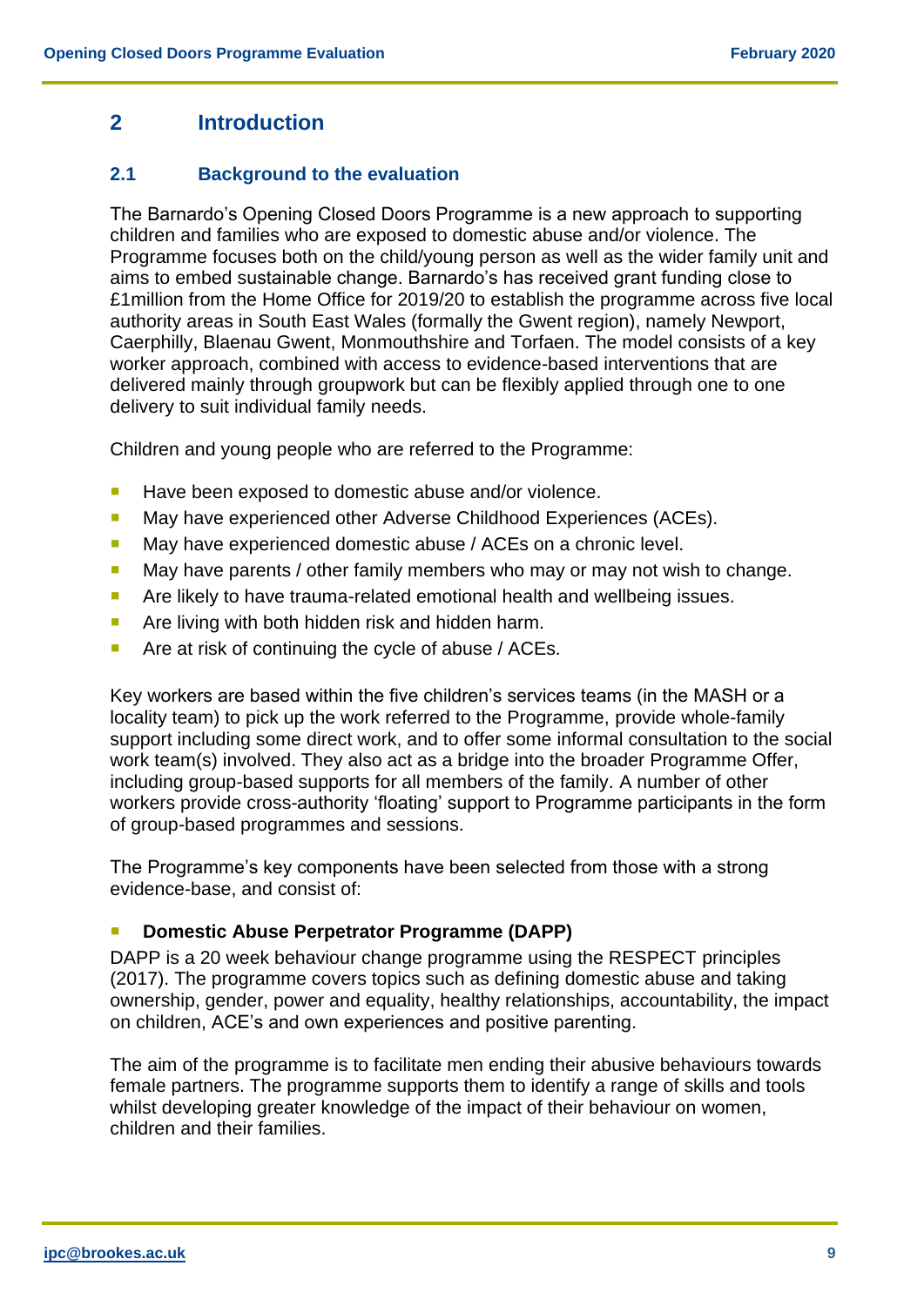## 2 Introduction

### 2.1 Background to the evaluation

The Barnardo's Opening Closed Doors Programme is a new approach to supporting children and families who are exposed to domestic abuse and/or violence. The Programme focuses both on the child/young person as well as the wider family unit and aims to embed sustainable change. Barnardo's has received grant funding close to £1million from the Home Office for 2019/20 to establish the programme across five local authority areas in South East Wales (formally the Gwent region), namely Newport, Caerphilly, Blaenau Gwent, Monmouthshire and Torfaen. The model consists of a key worker approach, combined with access to evidence-based interventions that are delivered mainly through groupwork but can be flexibly applied through one to one delivery to suit individual family needs.

Children and young people who are referred to the Programme:

- Have been exposed to domestic abuse and/or violence.
- May have experienced other Adverse Childhood Experiences (ACEs).
- May have experienced domestic abuse / ACEs on a chronic level.
- May have parents / other family members who may or may not wish to change.
- Are likely to have trauma-related emotional health and wellbeing issues.
- Are living with both hidden risk and hidden harm.
- Are at risk of continuing the cycle of abuse / ACEs.

Key workers are based within the five children's services teams (in the MASH or a locality team) to pick up the work referred to the Programme, provide whole-family support including some direct work, and to offer some informal consultation to the social work team(s) involved. They also act as a bridge into the broader Programme Offer, including group-based supports for all members of the family. A number of other workers provide cross-authority 'floating' support to Programme participants in the form of group-based programmes and sessions.

The Programme's key components have been selected from those with a strong evidence-base, and consist of:

- **Domestic Abuse Perpetrator Programme (DAPP)**

DAPP is a 20 week behaviour change programme using the RESPECT principles (2017). The programme covers topics such as defining domestic abuse and taking ownership, gender, power and equality, healthy relationships, accountability, the impact on children, ACE's and own experiences and positive parenting.

The aim of the programme is to facilitate men ending their abusive behaviours towards female partners. The programme supports them to identify a range of skills and tools whilst developing greater knowledge of the impact of their behaviour on women, children and their families.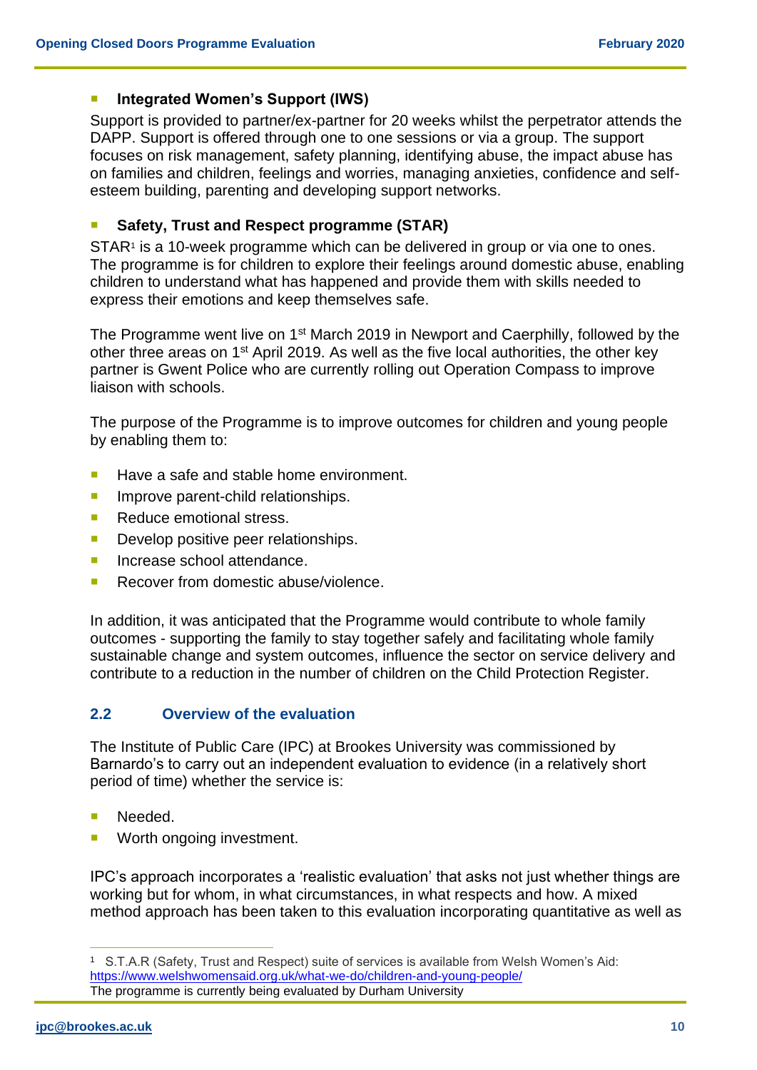- **Integrated Women's Support (IWS)**

Support is provided to partner/ex-partner for 20 weeks whilst the perpetrator attends the DAPP. Support is offered through one to one sessions or via a group. The support focuses on risk management, safety planning, identifying abuse, the impact abuse has on families and children, feelings and worries, managing anxieties, confidence and self-esteem building, parenting and developing support networks.

- **Safety, Trust and Respect programme (STAR)**

STAR[1] is a 10-week programme which can be delivered in group or via one to ones. The programme is for children to explore their feelings around domestic abuse, enabling children to understand what has happened and provide them with skills needed to express their emotions and keep themselves safe.

The Programme went live on 1st March 2019 in Newport and Caerphilly, followed by the other three areas on 1st April 2019. As well as the five local authorities, the other key partner is Gwent Police who are currently rolling out Operation Compass to improve liaison with schools.

The purpose of the Programme is to improve outcomes for children and young people by enabling them to:

- Have a safe and stable home environment.
- Improve parent-child relationships.
- Reduce emotional stress.
- Develop positive peer relationships.
- Increase school attendance.
- Recover from domestic abuse/violence.

In addition, it was anticipated that the Programme would contribute to whole family outcomes - supporting the family to stay together safely and facilitating whole family sustainable change and system outcomes, influence the sector on service delivery and contribute to a reduction in the number of children on the Child Protection Register.

## 2.2 Overview of the evaluation

The Institute of Public Care (IPC) at Brookes University was commissioned by Barnardo's to carry out an independent evaluation to evidence (in a relatively short period of time) whether the service is:

- Needed.
- Worth ongoing investment.

IPC's approach incorporates a 'realistic evaluation' that asks not just whether things are working but for whom, in what circumstances, in what respects and how. A mixed method approach has been taken to this evaluation incorporating quantitative as well as

---

[1] S.T.A.R (Safety, Trust and Respect) suite of services is available from Welsh Women's Aid: https://www.welshwomensaid.org.uk/what-we-do/children-and-young-people/
The programme is currently being evaluated by Durham University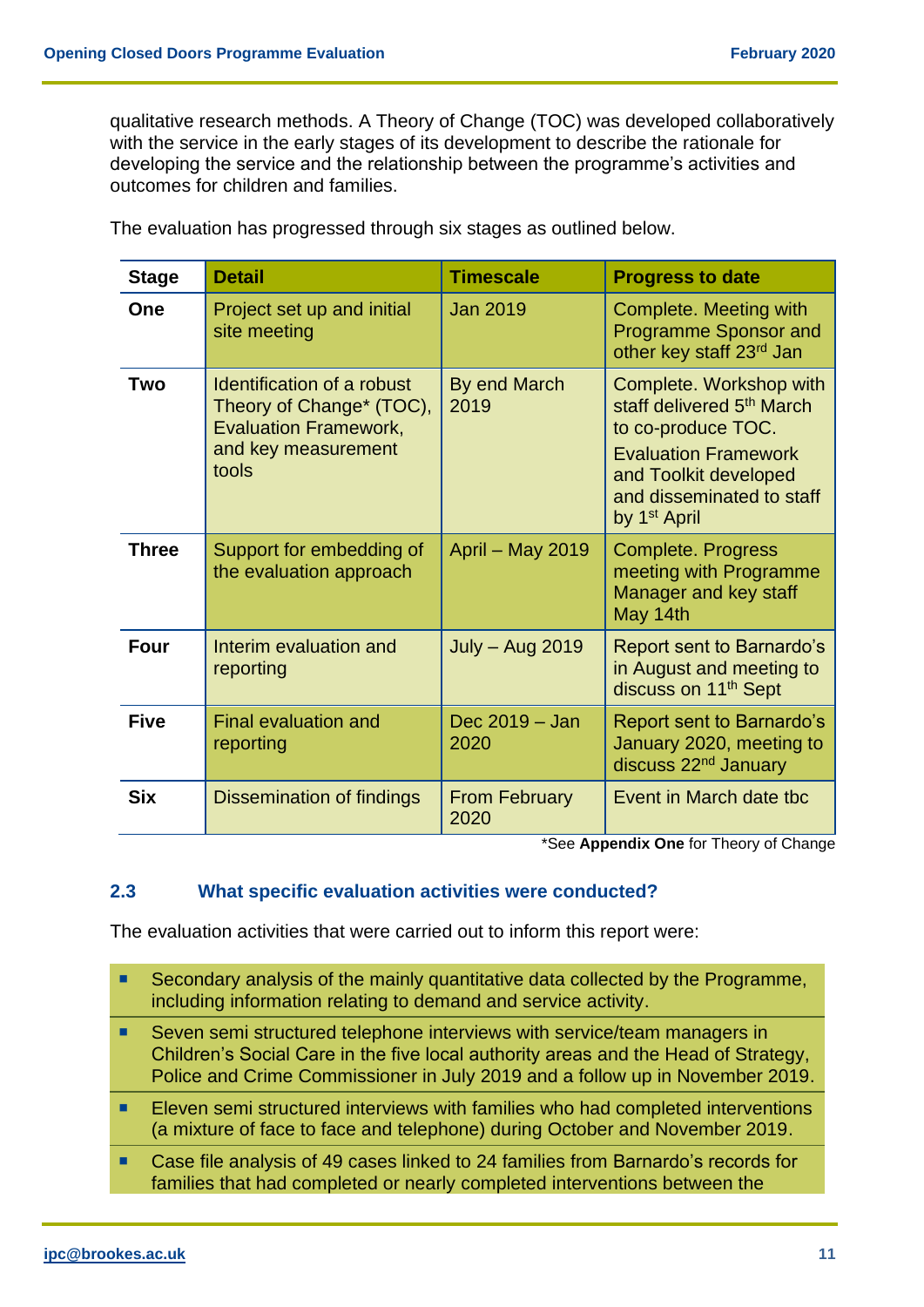qualitative research methods. A Theory of Change (TOC) was developed collaboratively with the service in the early stages of its development to describe the rationale for developing the service and the relationship between the programme's activities and outcomes for children and families.

The evaluation has progressed through six stages as outlined below.

| Stage | Detail | Timescale | Progress to date |
|---|---|---|---|
| **One** | Project set up and initial site meeting | Jan 2019 | Complete. Meeting with Programme Sponsor and other key staff 23rd Jan |
| **Two** | Identification of a robust Theory of Change* (TOC), Evaluation Framework, and key measurement tools | By end March 2019 | Complete. Workshop with staff delivered 5th March to co-produce TOC. Evaluation Framework and Toolkit developed and disseminated to staff by 1st April |
| **Three** | Support for embedding of the evaluation approach | April – May 2019 | Complete. Progress meeting with Programme Manager and key staff May 14th |
| **Four** | Interim evaluation and reporting | July – Aug 2019 | Report sent to Barnardo's in August and meeting to discuss on 11th Sept |
| **Five** | Final evaluation and reporting | Dec 2019 – Jan 2020 | Report sent to Barnardo's January 2020, meeting to discuss 22nd January |
| **Six** | Dissemination of findings | From February 2020 | Event in March date tbc |

*See **Appendix One** for Theory of Change

### 2.3 What specific evaluation activities were conducted?

The evaluation activities that were carried out to inform this report were:

- Secondary analysis of the mainly quantitative data collected by the Programme, including information relating to demand and service activity.
- Seven semi structured telephone interviews with service/team managers in Children's Social Care in the five local authority areas and the Head of Strategy, Police and Crime Commissioner in July 2019 and a follow up in November 2019.
- Eleven semi structured interviews with families who had completed interventions (a mixture of face to face and telephone) during October and November 2019.
- Case file analysis of 49 cases linked to 24 families from Barnardo's records for families that had completed or nearly completed interventions between the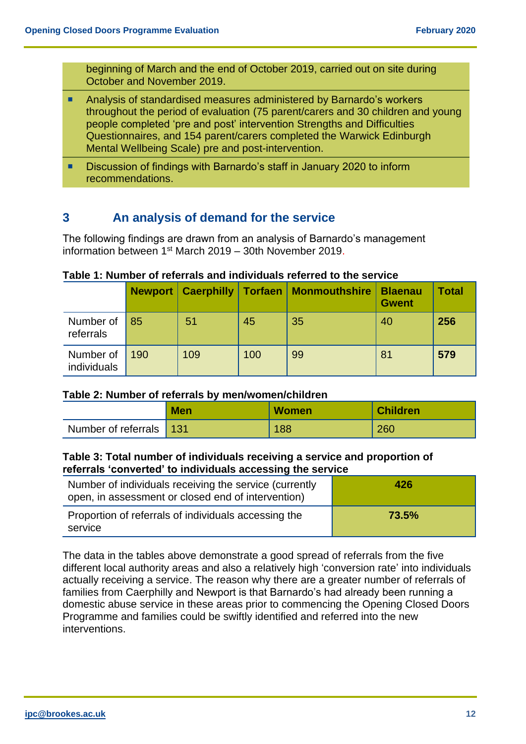beginning of March and the end of October 2019, carried out on site during October and November 2019.

- Analysis of standardised measures administered by Barnardo's workers throughout the period of evaluation (75 parent/carers and 30 children and young people completed 'pre and post' intervention Strengths and Difficulties Questionnaires, and 154 parent/carers completed the Warwick Edinburgh Mental Wellbeing Scale) pre and post-intervention.
- Discussion of findings with Barnardo's staff in January 2020 to inform recommendations.

## 3 An analysis of demand for the service

The following findings are drawn from an analysis of Barnardo's management information between 1st March 2019 – 30th November 2019.

**Table 1: Number of referrals and individuals referred to the service**

| | Newport | Caerphilly | Torfaen | Monmouthshire | Blaenau Gwent | Total |
|---|---|---|---|---|---|---|
| Number of referrals | 85 | 51 | 45 | 35 | 40 | **256** |
| Number of individuals | 190 | 109 | 100 | 99 | 81 | **579** |

**Table 2: Number of referrals by men/women/children**

| | Men | Women | Children |
|---|---|---|---|
| Number of referrals | 131 | 188 | 260 |

**Table 3: Total number of individuals receiving a service and proportion of referrals 'converted' to individuals accessing the service**

| | |
|---|---|
| Number of individuals receiving the service (currently open, in assessment or closed end of intervention) | **426** |
| Proportion of referrals of individuals accessing the service | **73.5%** |

The data in the tables above demonstrate a good spread of referrals from the five different local authority areas and also a relatively high 'conversion rate' into individuals actually receiving a service. The reason why there are a greater number of referrals of families from Caerphilly and Newport is that Barnardo's had already been running a domestic abuse service in these areas prior to commencing the Opening Closed Doors Programme and families could be swiftly identified and referred into the new interventions.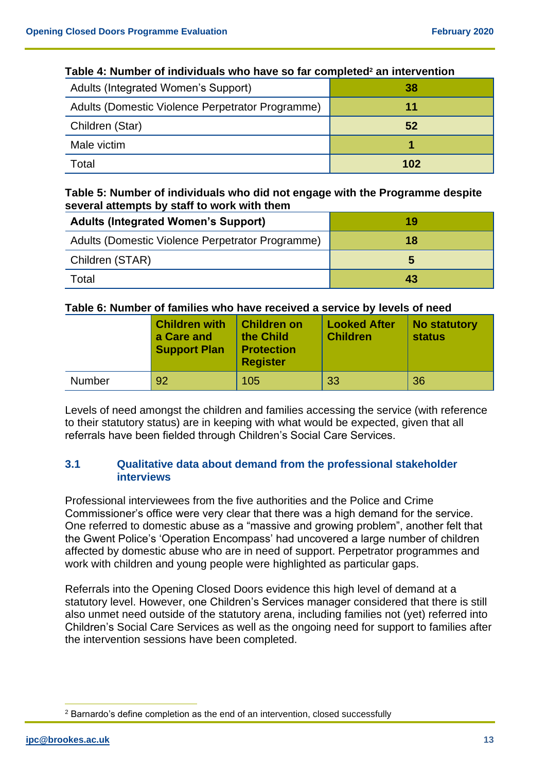**Table 4: Number of individuals who have so far completed[2] an intervention**

| | |
|---|---|
| Adults (Integrated Women's Support) | **38** |
| Adults (Domestic Violence Perpetrator Programme) | **11** |
| Children (Star) | **52** |
| Male victim | **1** |
| Total | **102** |

**Table 5: Number of individuals who did not engage with the Programme despite several attempts by staff to work with them**

| **Adults (Integrated Women's Support)** | **19** |
|---|---|
| Adults (Domestic Violence Perpetrator Programme) | **18** |
| Children (STAR) | **5** |
| Total | **43** |

**Table 6: Number of families who have received a service by levels of need**

| | **Children with a Care and Support Plan** | **Children on the Child Protection Register** | **Looked After Children** | **No statutory status** |
|---|---|---|---|---|
| Number | 92 | 105 | 33 | 36 |

Levels of need amongst the children and families accessing the service (with reference to their statutory status) are in keeping with what would be expected, given that all referrals have been fielded through Children's Social Care Services.

### 3.1 Qualitative data about demand from the professional stakeholder interviews

Professional interviewees from the five authorities and the Police and Crime Commissioner's office were very clear that there was a high demand for the service. One referred to domestic abuse as a "massive and growing problem", another felt that the Gwent Police's 'Operation Encompass' had uncovered a large number of children affected by domestic abuse who are in need of support. Perpetrator programmes and work with children and young people were highlighted as particular gaps.

Referrals into the Opening Closed Doors evidence this high level of demand at a statutory level. However, one Children's Services manager considered that there is still also unmet need outside of the statutory arena, including families not (yet) referred into Children's Social Care Services as well as the ongoing need for support to families after the intervention sessions have been completed.

[2] Barnardo's define completion as the end of an intervention, closed successfully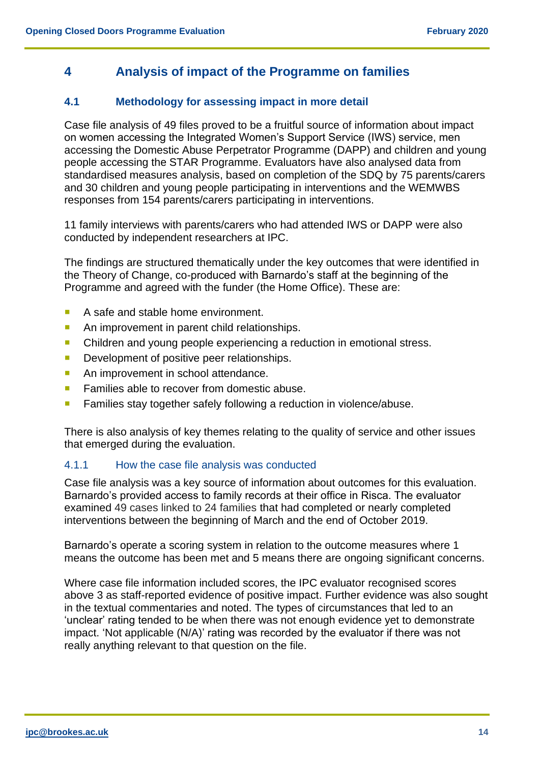# 4 Analysis of impact of the Programme on families

## 4.1 Methodology for assessing impact in more detail

Case file analysis of 49 files proved to be a fruitful source of information about impact on women accessing the Integrated Women's Support Service (IWS) service, men accessing the Domestic Abuse Perpetrator Programme (DAPP) and children and young people accessing the STAR Programme. Evaluators have also analysed data from standardised measures analysis, based on completion of the SDQ by 75 parents/carers and 30 children and young people participating in interventions and the WEMWBS responses from 154 parents/carers participating in interventions.

11 family interviews with parents/carers who had attended IWS or DAPP were also conducted by independent researchers at IPC.

The findings are structured thematically under the key outcomes that were identified in the Theory of Change, co-produced with Barnardo's staff at the beginning of the Programme and agreed with the funder (the Home Office). These are:

- A safe and stable home environment.
- An improvement in parent child relationships.
- Children and young people experiencing a reduction in emotional stress.
- Development of positive peer relationships.
- An improvement in school attendance.
- Families able to recover from domestic abuse.
- Families stay together safely following a reduction in violence/abuse.

There is also analysis of key themes relating to the quality of service and other issues that emerged during the evaluation.

### 4.1.1 How the case file analysis was conducted

Case file analysis was a key source of information about outcomes for this evaluation. Barnardo's provided access to family records at their office in Risca. The evaluator examined 49 cases linked to 24 families that had completed or nearly completed interventions between the beginning of March and the end of October 2019.

Barnardo's operate a scoring system in relation to the outcome measures where 1 means the outcome has been met and 5 means there are ongoing significant concerns.

Where case file information included scores, the IPC evaluator recognised scores above 3 as staff-reported evidence of positive impact. Further evidence was also sought in the textual commentaries and noted. The types of circumstances that led to an 'unclear' rating tended to be when there was not enough evidence yet to demonstrate impact. 'Not applicable (N/A)' rating was recorded by the evaluator if there was not really anything relevant to that question on the file.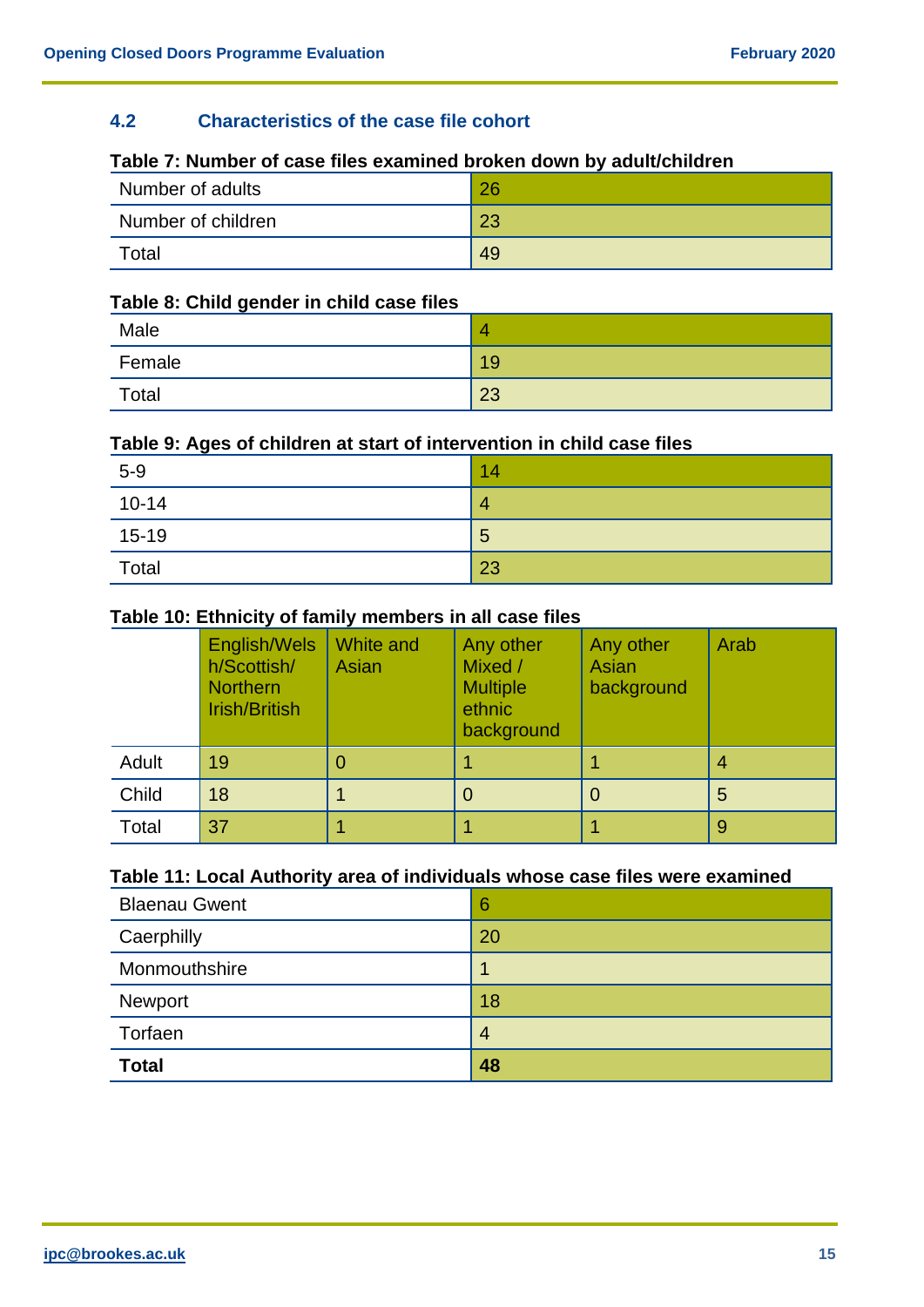### 4.2 Characteristics of the case file cohort

**Table 7: Number of case files examined broken down by adult/children**

| | |
|---|---|
| Number of adults | 26 |
| Number of children | 23 |
| Total | 49 |

**Table 8: Child gender in child case files**

| | |
|---|---|
| Male | 4 |
| Female | 19 |
| Total | 23 |

**Table 9: Ages of children at start of intervention in child case files**

| | |
|---|---|
| 5-9 | 14 |
| 10-14 | 4 |
| 15-19 | 5 |
| Total | 23 |

**Table 10: Ethnicity of family members in all case files**

| | English/Welsh/Scottish/Northern Irish/British | White and Asian | Any other Mixed / Multiple ethnic background | Any other Asian background | Arab |
|---|---|---|---|---|---|
| Adult | 19 | 0 | 1 | 1 | 4 |
| Child | 18 | 1 | 0 | 0 | 5 |
| Total | 37 | 1 | 1 | 1 | 9 |

**Table 11: Local Authority area of individuals whose case files were examined**

| | |
|---|---|
| Blaenau Gwent | 6 |
| Caerphilly | 20 |
| Monmouthshire | 1 |
| Newport | 18 |
| Torfaen | 4 |
| **Total** | **48** |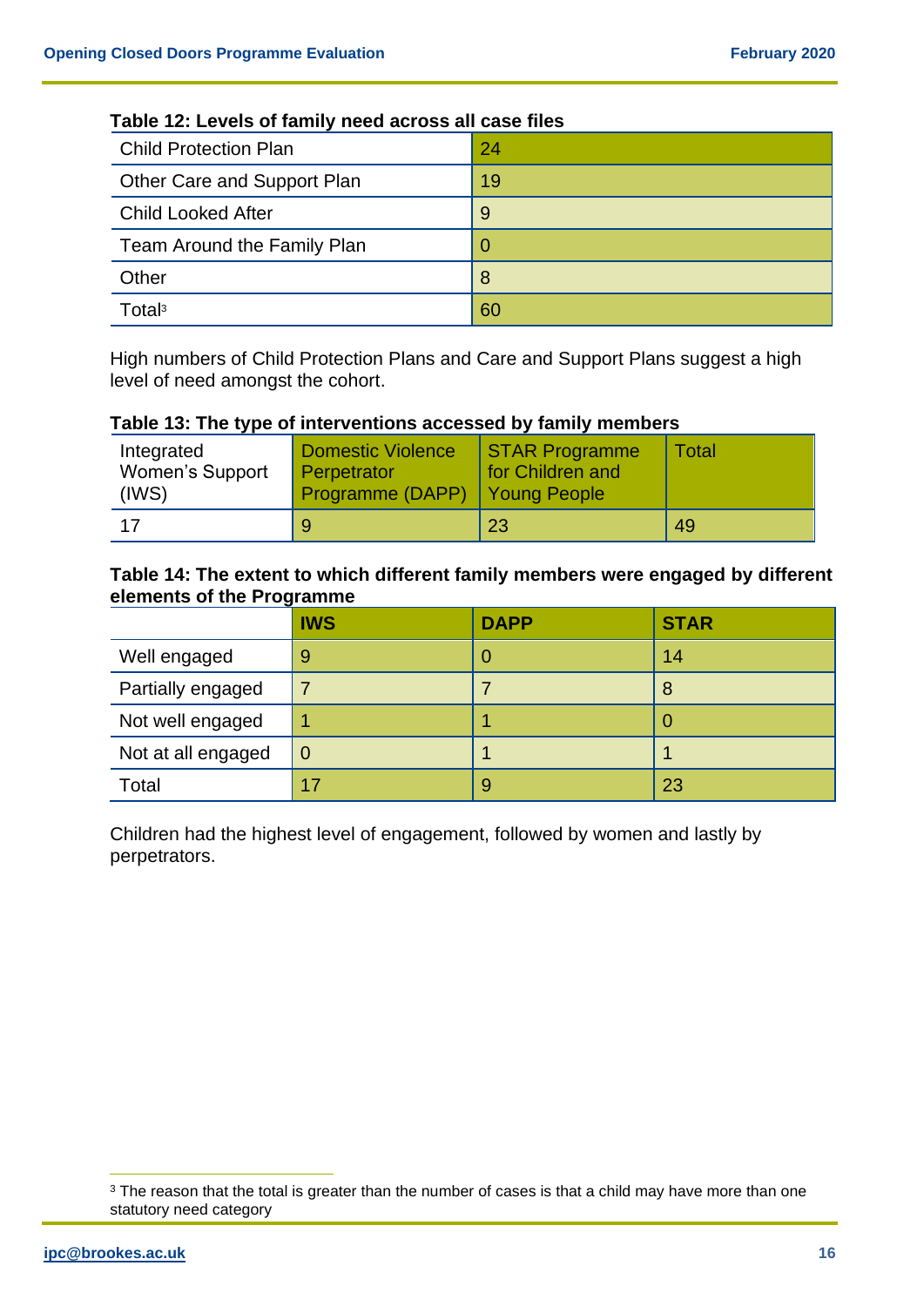**Table 12: Levels of family need across all case files**

| Child Protection Plan | 24 |
|---|---|
| Other Care and Support Plan | 19 |
| Child Looked After | 9 |
| Team Around the Family Plan | 0 |
| Other | 8 |
| Total[3] | 60 |

High numbers of Child Protection Plans and Care and Support Plans suggest a high level of need amongst the cohort.

**Table 13: The type of interventions accessed by family members**

| Integrated Women's Support (IWS) | Domestic Violence Perpetrator Programme (DAPP) | STAR Programme for Children and Young People | Total |
|---|---|---|---|
| 17 | 9 | 23 | 49 |

**Table 14: The extent to which different family members were engaged by different elements of the Programme**

| | IWS | DAPP | STAR |
|---|---|---|---|
| Well engaged | 9 | 0 | 14 |
| Partially engaged | 7 | 7 | 8 |
| Not well engaged | 1 | 1 | 0 |
| Not at all engaged | 0 | 1 | 1 |
| Total | 17 | 9 | 23 |

Children had the highest level of engagement, followed by women and lastly by perpetrators.

[3] The reason that the total is greater than the number of cases is that a child may have more than one statutory need category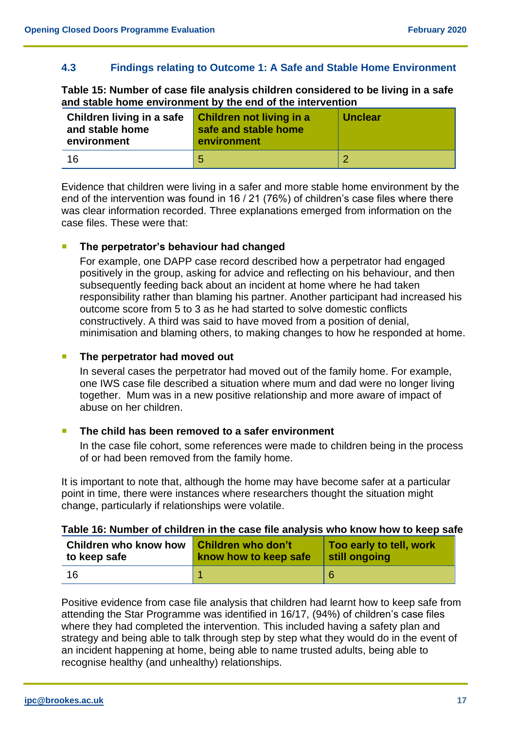### 4.3 Findings relating to Outcome 1: A Safe and Stable Home Environment

**Table 15: Number of case file analysis children considered to be living in a safe and stable home environment by the end of the intervention**

| Children living in a safe and stable home environment | Children not living in a safe and stable home environment | Unclear |
|---|---|---|
| 16 | 5 | 2 |

Evidence that children were living in a safer and more stable home environment by the end of the intervention was found in 16 / 21 (76%) of children's case files where there was clear information recorded. Three explanations emerged from information on the case files. These were that:

- **The perpetrator's behaviour had changed**

  For example, one DAPP case record described how a perpetrator had engaged positively in the group, asking for advice and reflecting on his behaviour, and then subsequently feeding back about an incident at home where he had taken responsibility rather than blaming his partner. Another participant had increased his outcome score from 5 to 3 as he had started to solve domestic conflicts constructively. A third was said to have moved from a position of denial, minimisation and blaming others, to making changes to how he responded at home.

- **The perpetrator had moved out**

  In several cases the perpetrator had moved out of the family home. For example, one IWS case file described a situation where mum and dad were no longer living together. Mum was in a new positive relationship and more aware of impact of abuse on her children.

- **The child has been removed to a safer environment**

  In the case file cohort, some references were made to children being in the process of or had been removed from the family home.

It is important to note that, although the home may have become safer at a particular point in time, there were instances where researchers thought the situation might change, particularly if relationships were volatile.

**Table 16: Number of children in the case file analysis who know how to keep safe**

| Children who know how to keep safe | Children who don't know how to keep safe | Too early to tell, work still ongoing |
|---|---|---|
| 16 | 1 | 6 |

Positive evidence from case file analysis that children had learnt how to keep safe from attending the Star Programme was identified in 16/17, (94%) of children's case files where they had completed the intervention. This included having a safety plan and strategy and being able to talk through step by step what they would do in the event of an incident happening at home, being able to name trusted adults, being able to recognise healthy (and unhealthy) relationships.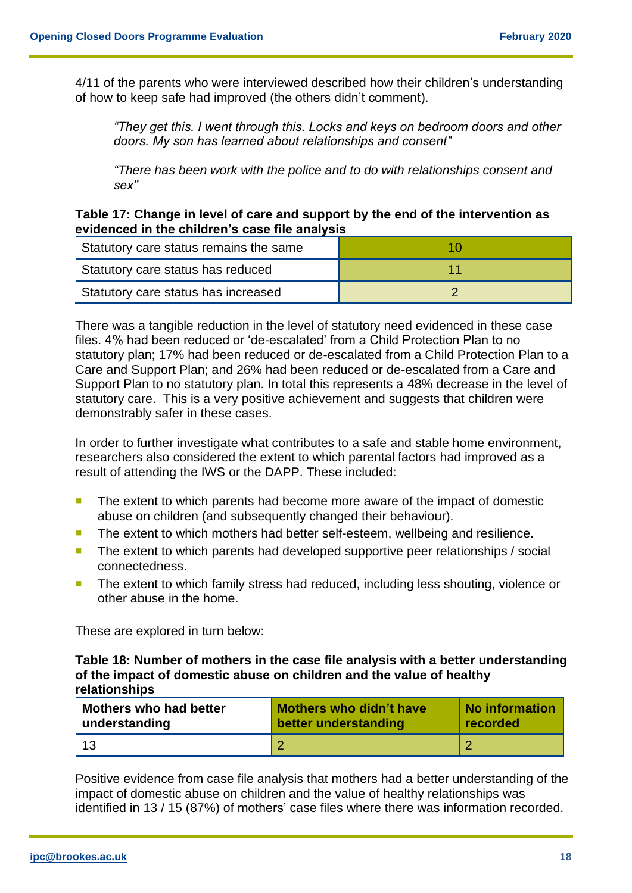4/11 of the parents who were interviewed described how their children's understanding of how to keep safe had improved (the others didn't comment).

> *"They get this. I went through this. Locks and keys on bedroom doors and other doors. My son has learned about relationships and consent"*

> *"There has been work with the police and to do with relationships consent and sex"*

**Table 17: Change in level of care and support by the end of the intervention as evidenced in the children's case file analysis**

| | |
|---|---|
| Statutory care status remains the same | 10 |
| Statutory care status has reduced | 11 |
| Statutory care status has increased | 2 |

There was a tangible reduction in the level of statutory need evidenced in these case files. 4% had been reduced or 'de-escalated' from a Child Protection Plan to no statutory plan; 17% had been reduced or de-escalated from a Child Protection Plan to a Care and Support Plan; and 26% had been reduced or de-escalated from a Care and Support Plan to no statutory plan. In total this represents a 48% decrease in the level of statutory care. This is a very positive achievement and suggests that children were demonstrably safer in these cases.

In order to further investigate what contributes to a safe and stable home environment, researchers also considered the extent to which parental factors had improved as a result of attending the IWS or the DAPP. These included:

- The extent to which parents had become more aware of the impact of domestic abuse on children (and subsequently changed their behaviour).
- The extent to which mothers had better self-esteem, wellbeing and resilience.
- The extent to which parents had developed supportive peer relationships / social connectedness.
- The extent to which family stress had reduced, including less shouting, violence or other abuse in the home.

These are explored in turn below:

**Table 18: Number of mothers in the case file analysis with a better understanding of the impact of domestic abuse on children and the value of healthy relationships**

| Mothers who had better understanding | Mothers who didn't have better understanding | No information recorded |
|---|---|---|
| 13 | 2 | 2 |

Positive evidence from case file analysis that mothers had a better understanding of the impact of domestic abuse on children and the value of healthy relationships was identified in 13 / 15 (87%) of mothers' case files where there was information recorded.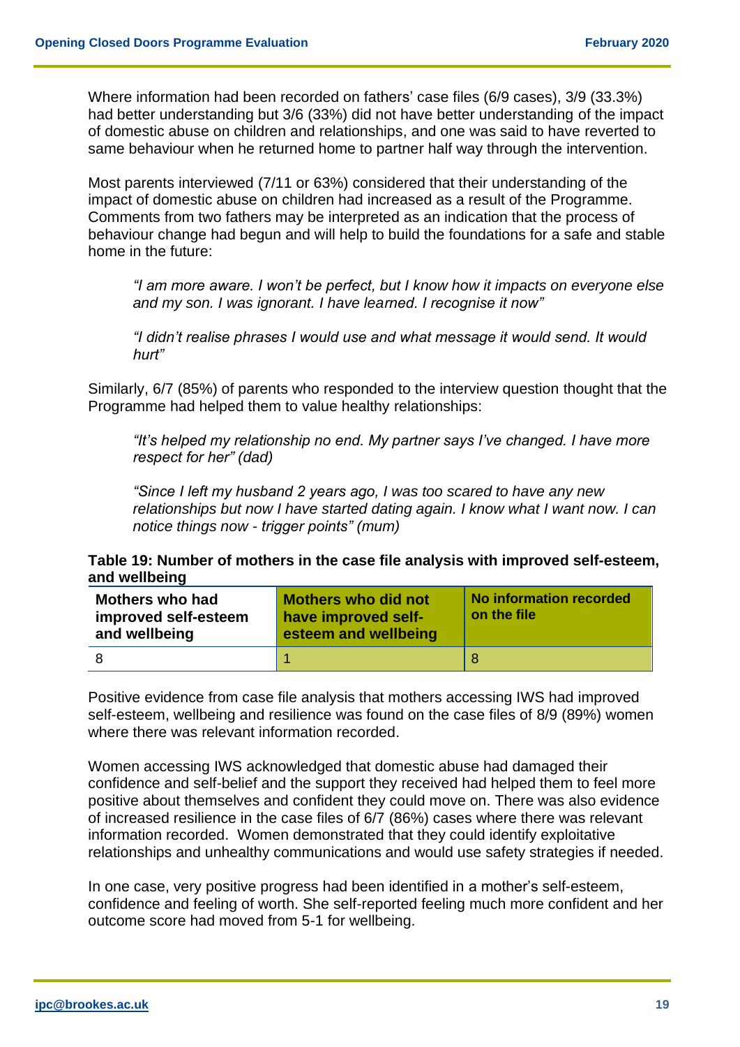Where information had been recorded on fathers' case files (6/9 cases), 3/9 (33.3%) had better understanding but 3/6 (33%) did not have better understanding of the impact of domestic abuse on children and relationships, and one was said to have reverted to same behaviour when he returned home to partner half way through the intervention.

Most parents interviewed (7/11 or 63%) considered that their understanding of the impact of domestic abuse on children had increased as a result of the Programme. Comments from two fathers may be interpreted as an indication that the process of behaviour change had begun and will help to build the foundations for a safe and stable home in the future:

> *"I am more aware. I won't be perfect, but I know how it impacts on everyone else and my son. I was ignorant. I have learned. I recognise it now"*
>
> *"I didn't realise phrases I would use and what message it would send. It would hurt"*

Similarly, 6/7 (85%) of parents who responded to the interview question thought that the Programme had helped them to value healthy relationships:

> *"It's helped my relationship no end. My partner says I've changed. I have more respect for her" (dad)*
>
> *"Since I left my husband 2 years ago, I was too scared to have any new relationships but now I have started dating again. I know what I want now. I can notice things now - trigger points" (mum)*

**Table 19: Number of mothers in the case file analysis with improved self-esteem, and wellbeing**

| Mothers who had improved self-esteem and wellbeing | Mothers who did not have improved self-esteem and wellbeing | No information recorded on the file |
|---|---|---|
| 8 | 1 | 8 |

Positive evidence from case file analysis that mothers accessing IWS had improved self-esteem, wellbeing and resilience was found on the case files of 8/9 (89%) women where there was relevant information recorded.

Women accessing IWS acknowledged that domestic abuse had damaged their confidence and self-belief and the support they received had helped them to feel more positive about themselves and confident they could move on. There was also evidence of increased resilience in the case files of 6/7 (86%) cases where there was relevant information recorded. Women demonstrated that they could identify exploitative relationships and unhealthy communications and would use safety strategies if needed.

In one case, very positive progress had been identified in a mother's self-esteem, confidence and feeling of worth. She self-reported feeling much more confident and her outcome score had moved from 5-1 for wellbeing.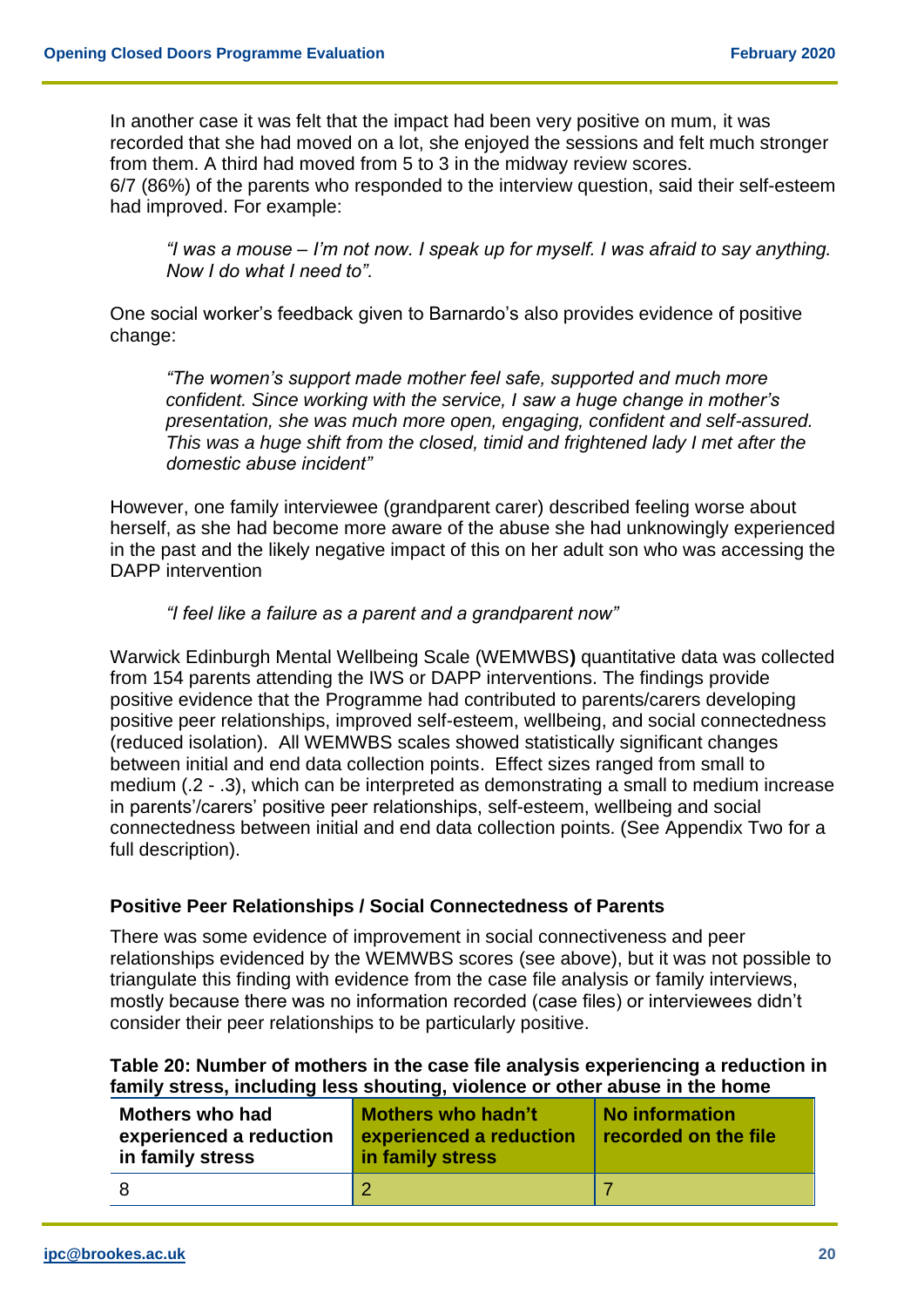In another case it was felt that the impact had been very positive on mum, it was recorded that she had moved on a lot, she enjoyed the sessions and felt much stronger from them. A third had moved from 5 to 3 in the midway review scores.
6/7 (86%) of the parents who responded to the interview question, said their self-esteem had improved. For example:

> *"I was a mouse – I'm not now. I speak up for myself. I was afraid to say anything. Now I do what I need to".*

One social worker's feedback given to Barnardo's also provides evidence of positive change:

> *"The women's support made mother feel safe, supported and much more confident. Since working with the service, I saw a huge change in mother's presentation, she was much more open, engaging, confident and self-assured. This was a huge shift from the closed, timid and frightened lady I met after the domestic abuse incident"*

However, one family interviewee (grandparent carer) described feeling worse about herself, as she had become more aware of the abuse she had unknowingly experienced in the past and the likely negative impact of this on her adult son who was accessing the DAPP intervention

> *"I feel like a failure as a parent and a grandparent now"*

Warwick Edinburgh Mental Wellbeing Scale (WEMWBS**)** quantitative data was collected from 154 parents attending the IWS or DAPP interventions. The findings provide positive evidence that the Programme had contributed to parents/carers developing positive peer relationships, improved self-esteem, wellbeing, and social connectedness (reduced isolation). All WEMWBS scales showed statistically significant changes between initial and end data collection points. Effect sizes ranged from small to medium (.2 - .3), which can be interpreted as demonstrating a small to medium increase in parents'/carers' positive peer relationships, self-esteem, wellbeing and social connectedness between initial and end data collection points. (See Appendix Two for a full description).

### Positive Peer Relationships / Social Connectedness of Parents

There was some evidence of improvement in social connectiveness and peer relationships evidenced by the WEMWBS scores (see above), but it was not possible to triangulate this finding with evidence from the case file analysis or family interviews, mostly because there was no information recorded (case files) or interviewees didn't consider their peer relationships to be particularly positive.

**Table 20: Number of mothers in the case file analysis experiencing a reduction in family stress, including less shouting, violence or other abuse in the home**

| Mothers who had experienced a reduction in family stress | Mothers who hadn't experienced a reduction in family stress | No information recorded on the file |
|---|---|---|
| 8 | 2 | 7 |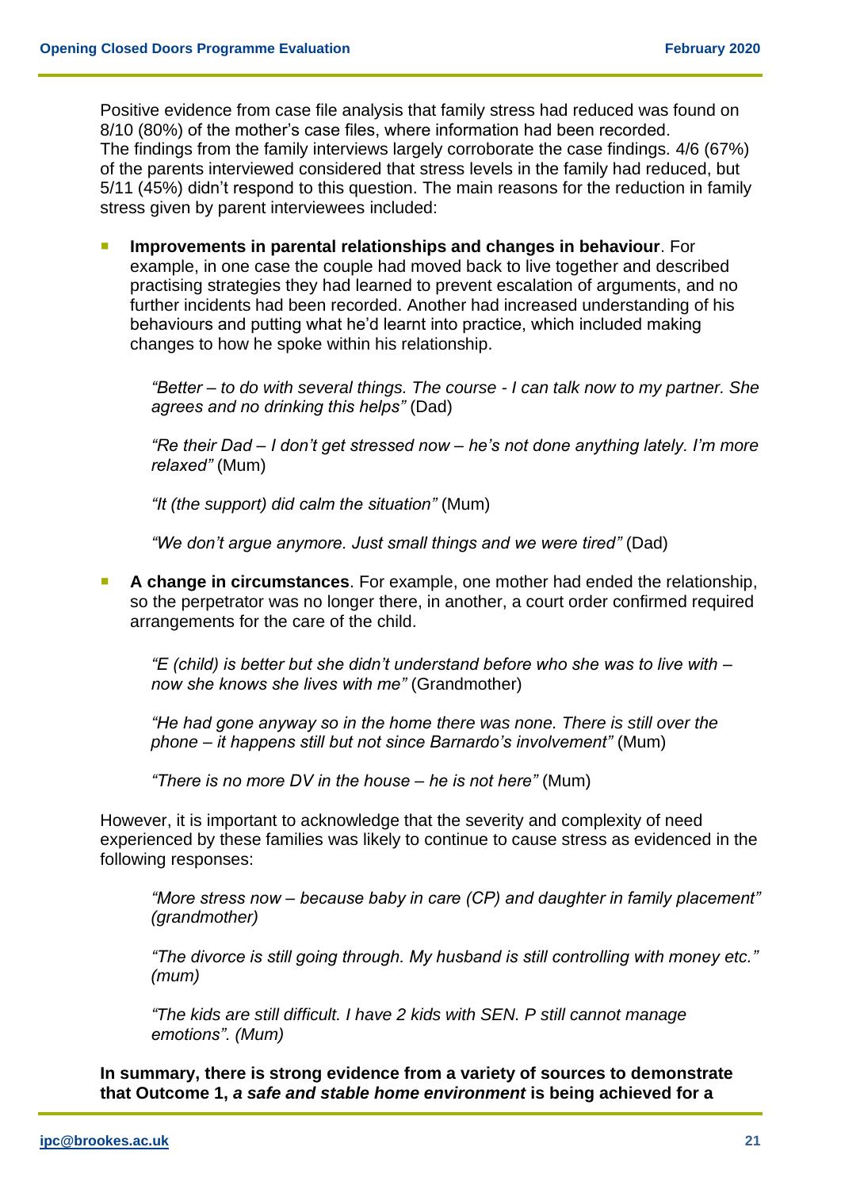Positive evidence from case file analysis that family stress had reduced was found on 8/10 (80%) of the mother's case files, where information had been recorded. The findings from the family interviews largely corroborate the case findings. 4/6 (67%) of the parents interviewed considered that stress levels in the family had reduced, but 5/11 (45%) didn't respond to this question. The main reasons for the reduction in family stress given by parent interviewees included:

- **Improvements in parental relationships and changes in behaviour**. For example, in one case the couple had moved back to live together and described practising strategies they had learned to prevent escalation of arguments, and no further incidents had been recorded. Another had increased understanding of his behaviours and putting what he'd learnt into practice, which included making changes to how he spoke within his relationship.

  *"Better – to do with several things. The course - I can talk now to my partner. She agrees and no drinking this helps"* (Dad)

  *"Re their Dad – I don't get stressed now – he's not done anything lately. I'm more relaxed"* (Mum)

  *"It (the support) did calm the situation"* (Mum)

  *"We don't argue anymore. Just small things and we were tired"* (Dad)

- **A change in circumstances**. For example, one mother had ended the relationship, so the perpetrator was no longer there, in another, a court order confirmed required arrangements for the care of the child.

  *"E (child) is better but she didn't understand before who she was to live with – now she knows she lives with me"* (Grandmother)

  *"He had gone anyway so in the home there was none. There is still over the phone – it happens still but not since Barnardo's involvement"* (Mum)

  *"There is no more DV in the house – he is not here"* (Mum)

However, it is important to acknowledge that the severity and complexity of need experienced by these families was likely to continue to cause stress as evidenced in the following responses:

> *"More stress now – because baby in care (CP) and daughter in family placement" (grandmother)*
>
> *"The divorce is still going through. My husband is still controlling with money etc." (mum)*
>
> *"The kids are still difficult. I have 2 kids with SEN. P still cannot manage emotions". (Mum)*

**In summary, there is strong evidence from a variety of sources to demonstrate that Outcome 1, *a safe and stable home environment* is being achieved for a**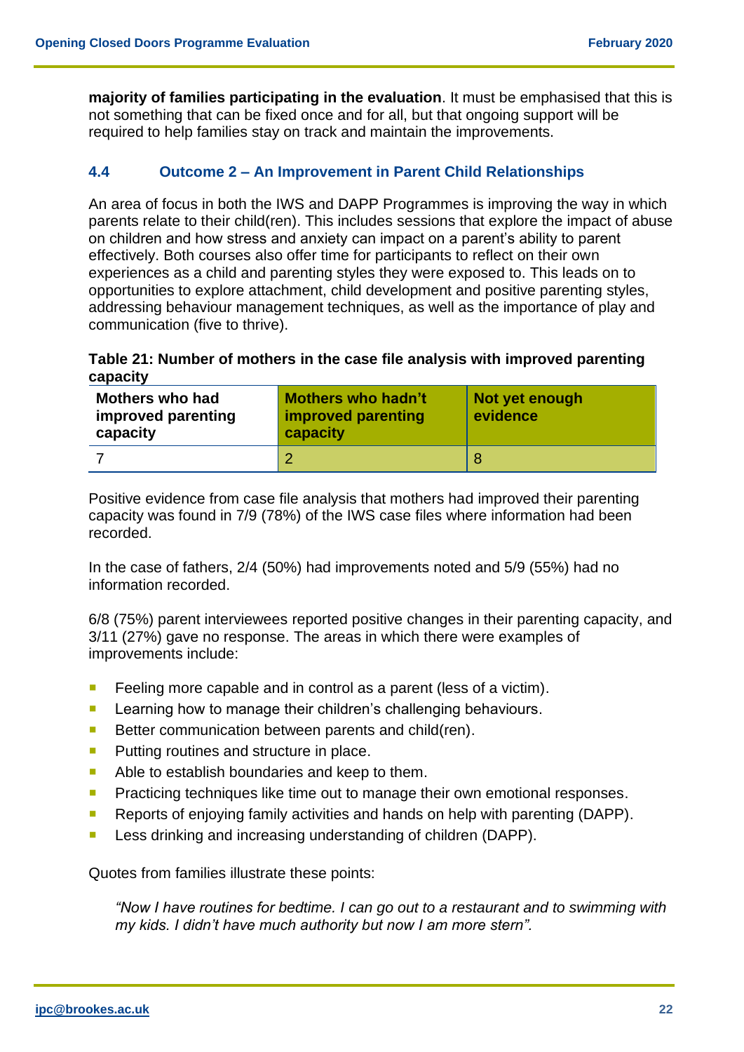**majority of families participating in the evaluation**. It must be emphasised that this is not something that can be fixed once and for all, but that ongoing support will be required to help families stay on track and maintain the improvements.

### 4.4 Outcome 2 – An Improvement in Parent Child Relationships

An area of focus in both the IWS and DAPP Programmes is improving the way in which parents relate to their child(ren). This includes sessions that explore the impact of abuse on children and how stress and anxiety can impact on a parent's ability to parent effectively. Both courses also offer time for participants to reflect on their own experiences as a child and parenting styles they were exposed to. This leads on to opportunities to explore attachment, child development and positive parenting styles, addressing behaviour management techniques, as well as the importance of play and communication (five to thrive).

**Table 21: Number of mothers in the case file analysis with improved parenting capacity**

| Mothers who had improved parenting capacity | Mothers who hadn't improved parenting capacity | Not yet enough evidence |
|---|---|---|
| 7 | 2 | 8 |

Positive evidence from case file analysis that mothers had improved their parenting capacity was found in 7/9 (78%) of the IWS case files where information had been recorded.

In the case of fathers, 2/4 (50%) had improvements noted and 5/9 (55%) had no information recorded.

6/8 (75%) parent interviewees reported positive changes in their parenting capacity, and 3/11 (27%) gave no response. The areas in which there were examples of improvements include:

- Feeling more capable and in control as a parent (less of a victim).
- Learning how to manage their children's challenging behaviours.
- Better communication between parents and child(ren).
- Putting routines and structure in place.
- Able to establish boundaries and keep to them.
- Practicing techniques like time out to manage their own emotional responses.
- Reports of enjoying family activities and hands on help with parenting (DAPP).
- Less drinking and increasing understanding of children (DAPP).

Quotes from families illustrate these points:

> *"Now I have routines for bedtime. I can go out to a restaurant and to swimming with my kids. I didn't have much authority but now I am more stern".*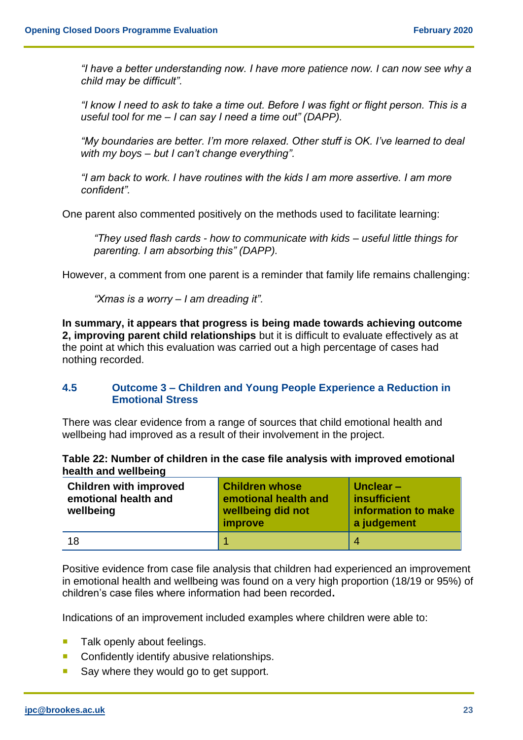*"I have a better understanding now. I have more patience now. I can now see why a child may be difficult".*

*"I know I need to ask to take a time out. Before I was fight or flight person. This is a useful tool for me – I can say I need a time out" (DAPP).*

*"My boundaries are better. I'm more relaxed. Other stuff is OK. I've learned to deal with my boys – but I can't change everything".*

*"I am back to work. I have routines with the kids I am more assertive. I am more confident".*

One parent also commented positively on the methods used to facilitate learning:

*"They used flash cards - how to communicate with kids – useful little things for parenting. I am absorbing this" (DAPP).*

However, a comment from one parent is a reminder that family life remains challenging:

*"Xmas is a worry – I am dreading it".*

**In summary, it appears that progress is being made towards achieving outcome 2, improving parent child relationships** but it is difficult to evaluate effectively as at the point at which this evaluation was carried out a high percentage of cases had nothing recorded.

### 4.5 Outcome 3 – Children and Young People Experience a Reduction in Emotional Stress

There was clear evidence from a range of sources that child emotional health and wellbeing had improved as a result of their involvement in the project.

**Table 22: Number of children in the case file analysis with improved emotional health and wellbeing**

| Children with improved emotional health and wellbeing | Children whose emotional health and wellbeing did not improve | Unclear – insufficient information to make a judgement |
|---|---|---|
| 18 | 1 | 4 |

Positive evidence from case file analysis that children had experienced an improvement in emotional health and wellbeing was found on a very high proportion (18/19 or 95%) of children's case files where information had been recorded**.**

Indications of an improvement included examples where children were able to:

- Talk openly about feelings.
- Confidently identify abusive relationships.
- Say where they would go to get support.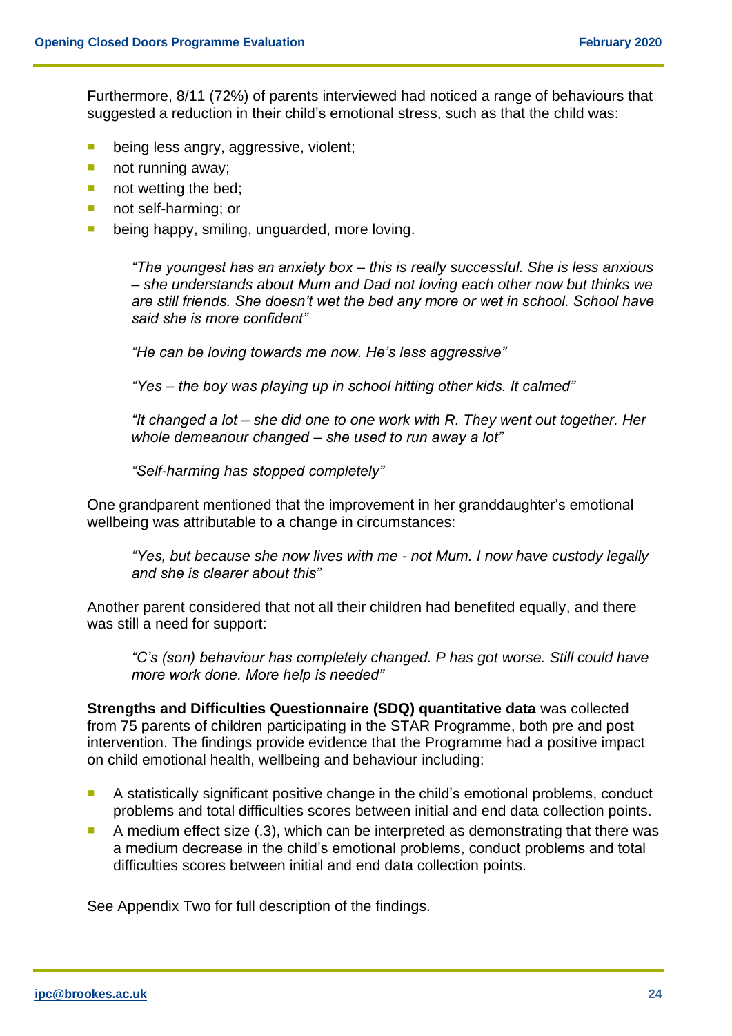Furthermore, 8/11 (72%) of parents interviewed had noticed a range of behaviours that suggested a reduction in their child's emotional stress, such as that the child was:

- being less angry, aggressive, violent;
- not running away;
- not wetting the bed;
- not self-harming; or
- being happy, smiling, unguarded, more loving.

> *"The youngest has an anxiety box – this is really successful. She is less anxious – she understands about Mum and Dad not loving each other now but thinks we are still friends. She doesn't wet the bed any more or wet in school. School have said she is more confident"*
>
> *"He can be loving towards me now. He's less aggressive"*
>
> *"Yes – the boy was playing up in school hitting other kids. It calmed"*
>
> *"It changed a lot – she did one to one work with R. They went out together. Her whole demeanour changed – she used to run away a lot"*
>
> *"Self-harming has stopped completely"*

One grandparent mentioned that the improvement in her granddaughter's emotional wellbeing was attributable to a change in circumstances:

> *"Yes, but because she now lives with me - not Mum. I now have custody legally and she is clearer about this"*

Another parent considered that not all their children had benefited equally, and there was still a need for support:

> *"C's (son) behaviour has completely changed. P has got worse. Still could have more work done. More help is needed"*

**Strengths and Difficulties Questionnaire (SDQ) quantitative data** was collected from 75 parents of children participating in the STAR Programme, both pre and post intervention. The findings provide evidence that the Programme had a positive impact on child emotional health, wellbeing and behaviour including:

- A statistically significant positive change in the child's emotional problems, conduct problems and total difficulties scores between initial and end data collection points.
- A medium effect size (.3), which can be interpreted as demonstrating that there was a medium decrease in the child's emotional problems, conduct problems and total difficulties scores between initial and end data collection points.

See Appendix Two for full description of the findings.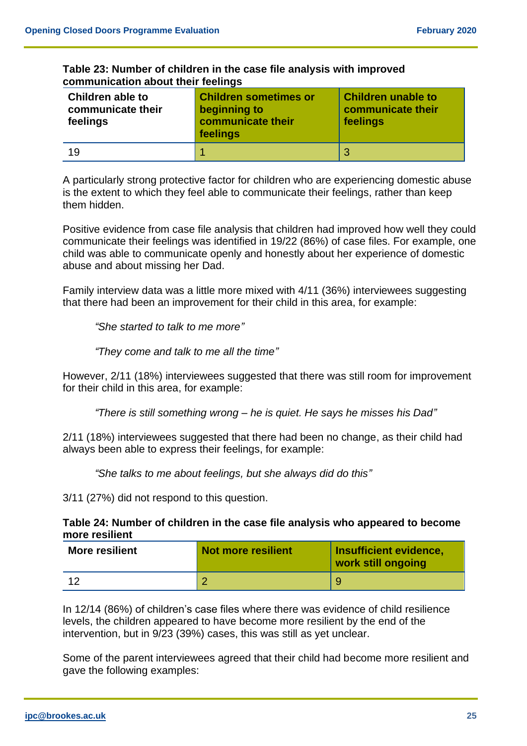**Table 23: Number of children in the case file analysis with improved communication about their feelings**

| Children able to communicate their feelings | Children sometimes or beginning to communicate their feelings | Children unable to communicate their feelings |
|---|---|---|
| 19 | 1 | 3 |

A particularly strong protective factor for children who are experiencing domestic abuse is the extent to which they feel able to communicate their feelings, rather than keep them hidden.

Positive evidence from case file analysis that children had improved how well they could communicate their feelings was identified in 19/22 (86%) of case files. For example, one child was able to communicate openly and honestly about her experience of domestic abuse and about missing her Dad.

Family interview data was a little more mixed with 4/11 (36%) interviewees suggesting that there had been an improvement for their child in this area, for example:

> *"She started to talk to me more"*

> *"They come and talk to me all the time"*

However, 2/11 (18%) interviewees suggested that there was still room for improvement for their child in this area, for example:

> *"There is still something wrong – he is quiet. He says he misses his Dad"*

2/11 (18%) interviewees suggested that there had been no change, as their child had always been able to express their feelings, for example:

> *"She talks to me about feelings, but she always did do this"*

3/11 (27%) did not respond to this question.

**Table 24: Number of children in the case file analysis who appeared to become more resilient**

| More resilient | Not more resilient | Insufficient evidence, work still ongoing |
|---|---|---|
| 12 | 2 | 9 |

In 12/14 (86%) of children's case files where there was evidence of child resilience levels, the children appeared to have become more resilient by the end of the intervention, but in 9/23 (39%) cases, this was still as yet unclear.

Some of the parent interviewees agreed that their child had become more resilient and gave the following examples: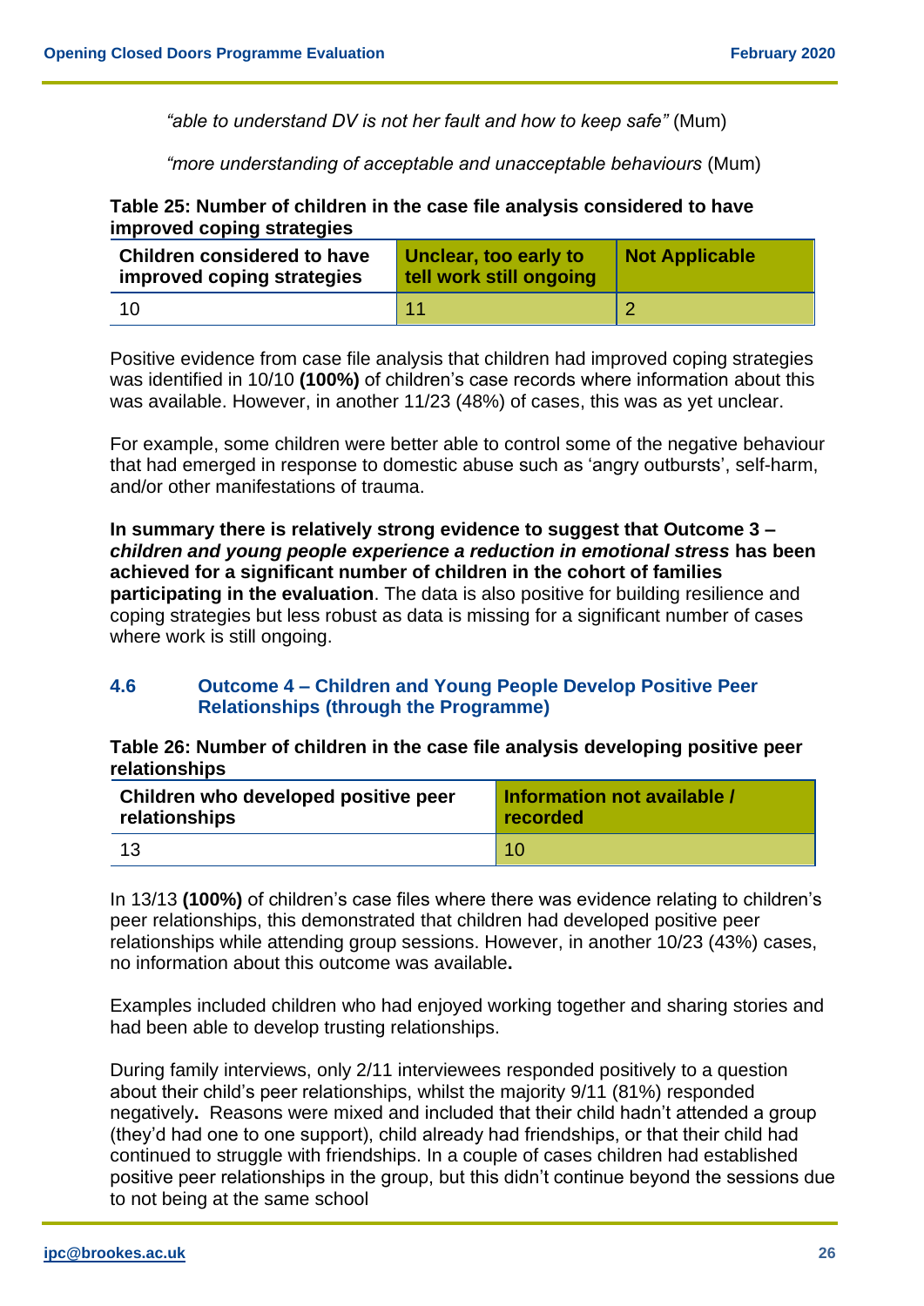*“able to understand DV is not her fault and how to keep safe”* (Mum)

*“more understanding of acceptable and unacceptable behaviours* (Mum)

**Table 25: Number of children in the case file analysis considered to have improved coping strategies**

| Children considered to have improved coping strategies | Unclear, too early to tell work still ongoing | Not Applicable |
|---|---|---|
| 10 | 11 | 2 |

Positive evidence from case file analysis that children had improved coping strategies was identified in 10/10 **(100%)** of children’s case records where information about this was available. However, in another 11/23 (48%) of cases, this was as yet unclear.

For example, some children were better able to control some of the negative behaviour that had emerged in response to domestic abuse such as ‘angry outbursts’, self-harm, and/or other manifestations of trauma.

**In summary there is relatively strong evidence to suggest that Outcome 3 – *children and young people experience a reduction in emotional stress* has been achieved for a significant number of children in the cohort of families participating in the evaluation**. The data is also positive for building resilience and coping strategies but less robust as data is missing for a significant number of cases where work is still ongoing.

### 4.6 Outcome 4 – Children and Young People Develop Positive Peer Relationships (through the Programme)

**Table 26: Number of children in the case file analysis developing positive peer relationships**

| Children who developed positive peer relationships | Information not available / recorded |
|---|---|
| 13 | 10 |

In 13/13 **(100%)** of children’s case files where there was evidence relating to children’s peer relationships, this demonstrated that children had developed positive peer relationships while attending group sessions. However, in another 10/23 (43%) cases, no information about this outcome was available**.**

Examples included children who had enjoyed working together and sharing stories and had been able to develop trusting relationships.

During family interviews, only 2/11 interviewees responded positively to a question about their child’s peer relationships, whilst the majority 9/11 (81%) responded negatively**.** Reasons were mixed and included that their child hadn’t attended a group (they’d had one to one support), child already had friendships, or that their child had continued to struggle with friendships. In a couple of cases children had established positive peer relationships in the group, but this didn’t continue beyond the sessions due to not being at the same school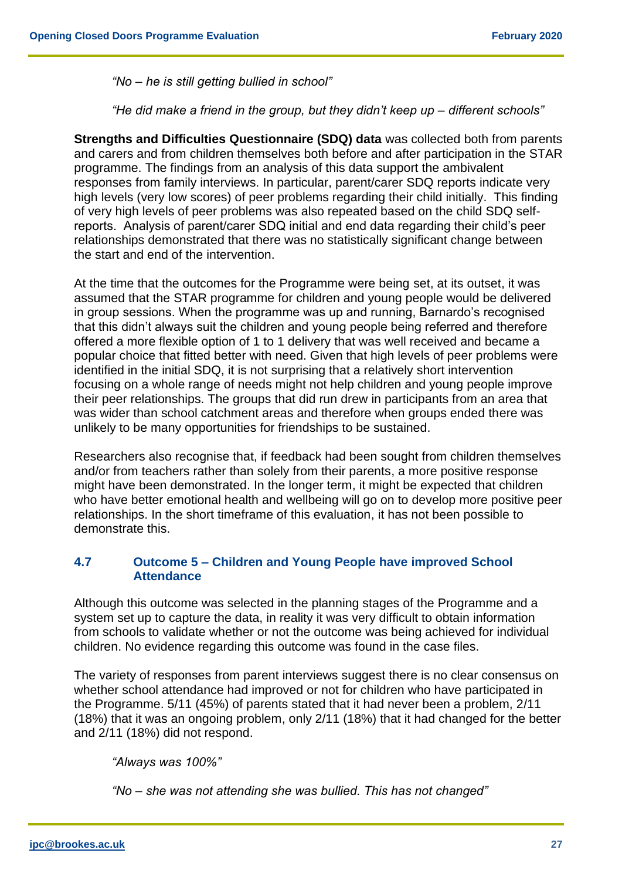*"No – he is still getting bullied in school"*

*"He did make a friend in the group, but they didn't keep up – different schools"*

**Strengths and Difficulties Questionnaire (SDQ) data** was collected both from parents and carers and from children themselves both before and after participation in the STAR programme. The findings from an analysis of this data support the ambivalent responses from family interviews. In particular, parent/carer SDQ reports indicate very high levels (very low scores) of peer problems regarding their child initially. This finding of very high levels of peer problems was also repeated based on the child SDQ self-reports. Analysis of parent/carer SDQ initial and end data regarding their child's peer relationships demonstrated that there was no statistically significant change between the start and end of the intervention.

At the time that the outcomes for the Programme were being set, at its outset, it was assumed that the STAR programme for children and young people would be delivered in group sessions. When the programme was up and running, Barnardo's recognised that this didn't always suit the children and young people being referred and therefore offered a more flexible option of 1 to 1 delivery that was well received and became a popular choice that fitted better with need. Given that high levels of peer problems were identified in the initial SDQ, it is not surprising that a relatively short intervention focusing on a whole range of needs might not help children and young people improve their peer relationships. The groups that did run drew in participants from an area that was wider than school catchment areas and therefore when groups ended there was unlikely to be many opportunities for friendships to be sustained.

Researchers also recognise that, if feedback had been sought from children themselves and/or from teachers rather than solely from their parents, a more positive response might have been demonstrated. In the longer term, it might be expected that children who have better emotional health and wellbeing will go on to develop more positive peer relationships. In the short timeframe of this evaluation, it has not been possible to demonstrate this.

### 4.7 Outcome 5 – Children and Young People have improved School Attendance

Although this outcome was selected in the planning stages of the Programme and a system set up to capture the data, in reality it was very difficult to obtain information from schools to validate whether or not the outcome was being achieved for individual children. No evidence regarding this outcome was found in the case files.

The variety of responses from parent interviews suggest there is no clear consensus on whether school attendance had improved or not for children who have participated in the Programme. 5/11 (45%) of parents stated that it had never been a problem, 2/11 (18%) that it was an ongoing problem, only 2/11 (18%) that it had changed for the better and 2/11 (18%) did not respond.

*"Always was 100%"*

*"No – she was not attending she was bullied. This has not changed"*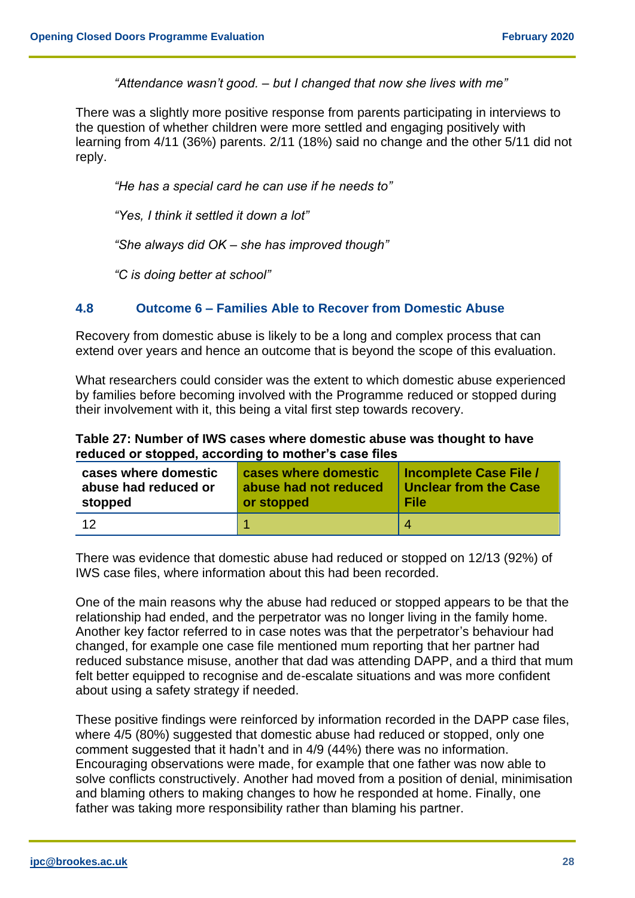*"Attendance wasn't good. – but I changed that now she lives with me"*

There was a slightly more positive response from parents participating in interviews to the question of whether children were more settled and engaging positively with learning from 4/11 (36%) parents. 2/11 (18%) said no change and the other 5/11 did not reply.

*"He has a special card he can use if he needs to"*

*"Yes, I think it settled it down a lot"*

*"She always did OK – she has improved though"*

*"C is doing better at school"*

### 4.8 Outcome 6 – Families Able to Recover from Domestic Abuse

Recovery from domestic abuse is likely to be a long and complex process that can extend over years and hence an outcome that is beyond the scope of this evaluation.

What researchers could consider was the extent to which domestic abuse experienced by families before becoming involved with the Programme reduced or stopped during their involvement with it, this being a vital first step towards recovery.

**Table 27: Number of IWS cases where domestic abuse was thought to have reduced or stopped, according to mother's case files**

| cases where domestic abuse had reduced or stopped | cases where domestic abuse had not reduced or stopped | Incomplete Case File / Unclear from the Case File |
|---|---|---|
| 12 | 1 | 4 |

There was evidence that domestic abuse had reduced or stopped on 12/13 (92%) of IWS case files, where information about this had been recorded.

One of the main reasons why the abuse had reduced or stopped appears to be that the relationship had ended, and the perpetrator was no longer living in the family home. Another key factor referred to in case notes was that the perpetrator's behaviour had changed, for example one case file mentioned mum reporting that her partner had reduced substance misuse, another that dad was attending DAPP, and a third that mum felt better equipped to recognise and de-escalate situations and was more confident about using a safety strategy if needed.

These positive findings were reinforced by information recorded in the DAPP case files, where 4/5 (80%) suggested that domestic abuse had reduced or stopped, only one comment suggested that it hadn't and in 4/9 (44%) there was no information. Encouraging observations were made, for example that one father was now able to solve conflicts constructively. Another had moved from a position of denial, minimisation and blaming others to making changes to how he responded at home. Finally, one father was taking more responsibility rather than blaming his partner.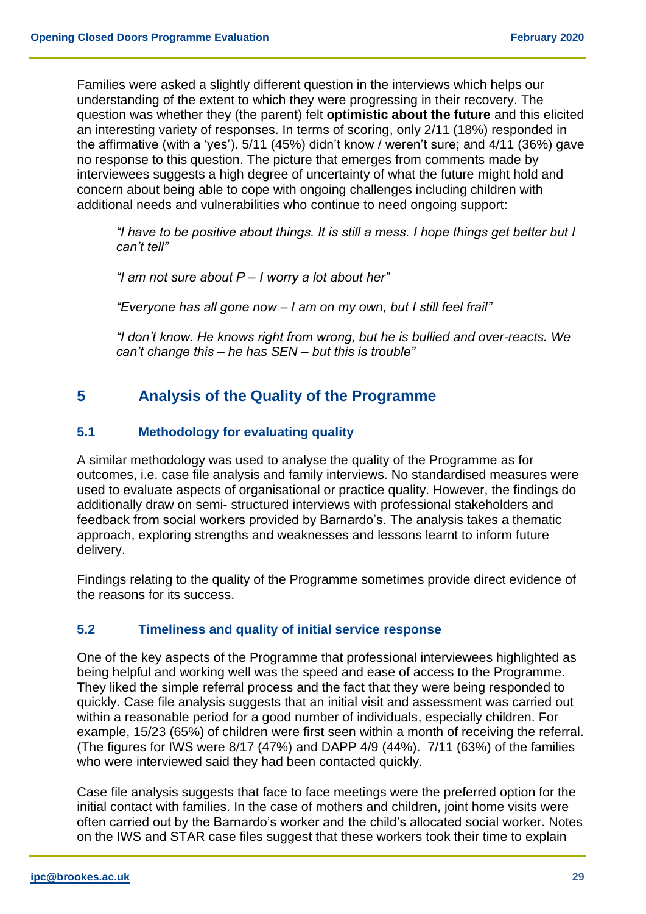Families were asked a slightly different question in the interviews which helps our understanding of the extent to which they were progressing in their recovery. The question was whether they (the parent) felt **optimistic about the future** and this elicited an interesting variety of responses. In terms of scoring, only 2/11 (18%) responded in the affirmative (with a 'yes'). 5/11 (45%) didn't know / weren't sure; and 4/11 (36%) gave no response to this question. The picture that emerges from comments made by interviewees suggests a high degree of uncertainty of what the future might hold and concern about being able to cope with ongoing challenges including children with additional needs and vulnerabilities who continue to need ongoing support:

> *"I have to be positive about things. It is still a mess. I hope things get better but I can't tell"*
>
> *"I am not sure about P – I worry a lot about her"*
>
> *"Everyone has all gone now – I am on my own, but I still feel frail"*
>
> *"I don't know. He knows right from wrong, but he is bullied and over-reacts. We can't change this – he has SEN – but this is trouble"*

## 5 Analysis of the Quality of the Programme

### 5.1 Methodology for evaluating quality

A similar methodology was used to analyse the quality of the Programme as for outcomes, i.e. case file analysis and family interviews. No standardised measures were used to evaluate aspects of organisational or practice quality. However, the findings do additionally draw on semi- structured interviews with professional stakeholders and feedback from social workers provided by Barnardo's. The analysis takes a thematic approach, exploring strengths and weaknesses and lessons learnt to inform future delivery.

Findings relating to the quality of the Programme sometimes provide direct evidence of the reasons for its success.

### 5.2 Timeliness and quality of initial service response

One of the key aspects of the Programme that professional interviewees highlighted as being helpful and working well was the speed and ease of access to the Programme. They liked the simple referral process and the fact that they were being responded to quickly. Case file analysis suggests that an initial visit and assessment was carried out within a reasonable period for a good number of individuals, especially children. For example, 15/23 (65%) of children were first seen within a month of receiving the referral. (The figures for IWS were 8/17 (47%) and DAPP 4/9 (44%). 7/11 (63%) of the families who were interviewed said they had been contacted quickly.

Case file analysis suggests that face to face meetings were the preferred option for the initial contact with families. In the case of mothers and children, joint home visits were often carried out by the Barnardo's worker and the child's allocated social worker. Notes on the IWS and STAR case files suggest that these workers took their time to explain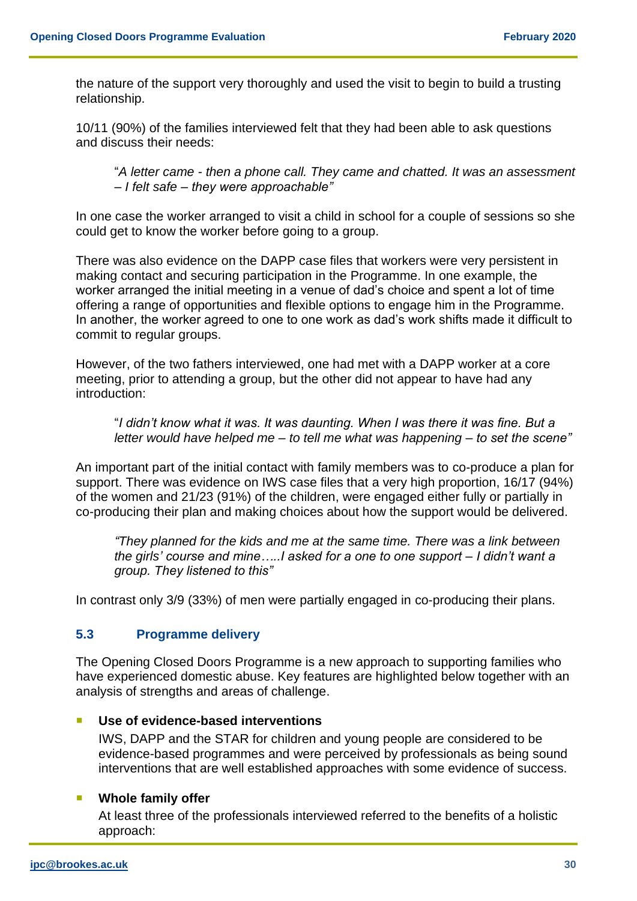the nature of the support very thoroughly and used the visit to begin to build a trusting relationship.

10/11 (90%) of the families interviewed felt that they had been able to ask questions and discuss their needs:

> "*A letter came - then a phone call. They came and chatted. It was an assessment – I felt safe – they were approachable"*

In one case the worker arranged to visit a child in school for a couple of sessions so she could get to know the worker before going to a group.

There was also evidence on the DAPP case files that workers were very persistent in making contact and securing participation in the Programme. In one example, the worker arranged the initial meeting in a venue of dad's choice and spent a lot of time offering a range of opportunities and flexible options to engage him in the Programme. In another, the worker agreed to one to one work as dad's work shifts made it difficult to commit to regular groups.

However, of the two fathers interviewed, one had met with a DAPP worker at a core meeting, prior to attending a group, but the other did not appear to have had any introduction:

> "*I didn't know what it was. It was daunting. When I was there it was fine. But a letter would have helped me – to tell me what was happening – to set the scene"*

An important part of the initial contact with family members was to co-produce a plan for support. There was evidence on IWS case files that a very high proportion, 16/17 (94%) of the women and 21/23 (91%) of the children, were engaged either fully or partially in co-producing their plan and making choices about how the support would be delivered.

> *"They planned for the kids and me at the same time. There was a link between the girls' course and mine…..I asked for a one to one support – I didn't want a group. They listened to this"*

In contrast only 3/9 (33%) of men were partially engaged in co-producing their plans.

### 5.3 Programme delivery

The Opening Closed Doors Programme is a new approach to supporting families who have experienced domestic abuse. Key features are highlighted below together with an analysis of strengths and areas of challenge.

- **Use of evidence-based interventions**
  
  IWS, DAPP and the STAR for children and young people are considered to be evidence-based programmes and were perceived by professionals as being sound interventions that are well established approaches with some evidence of success.

- **Whole family offer**
  
  At least three of the professionals interviewed referred to the benefits of a holistic approach: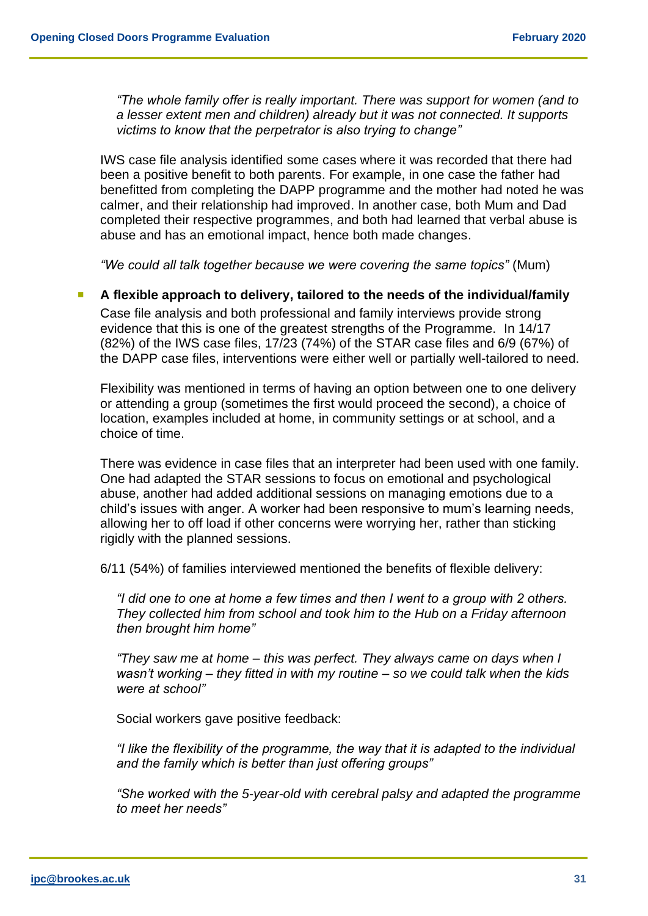*"The whole family offer is really important. There was support for women (and to a lesser extent men and children) already but it was not connected. It supports victims to know that the perpetrator is also trying to change"*

IWS case file analysis identified some cases where it was recorded that there had been a positive benefit to both parents. For example, in one case the father had benefitted from completing the DAPP programme and the mother had noted he was calmer, and their relationship had improved. In another case, both Mum and Dad completed their respective programmes, and both had learned that verbal abuse is abuse and has an emotional impact, hence both made changes.

*"We could all talk together because we were covering the same topics"* (Mum)

- **A flexible approach to delivery, tailored to the needs of the individual/family**

  Case file analysis and both professional and family interviews provide strong evidence that this is one of the greatest strengths of the Programme. In 14/17 (82%) of the IWS case files, 17/23 (74%) of the STAR case files and 6/9 (67%) of the DAPP case files, interventions were either well or partially well-tailored to need.

  Flexibility was mentioned in terms of having an option between one to one delivery or attending a group (sometimes the first would proceed the second), a choice of location, examples included at home, in community settings or at school, and a choice of time.

  There was evidence in case files that an interpreter had been used with one family. One had adapted the STAR sessions to focus on emotional and psychological abuse, another had added additional sessions on managing emotions due to a child's issues with anger. A worker had been responsive to mum's learning needs, allowing her to off load if other concerns were worrying her, rather than sticking rigidly with the planned sessions.

  6/11 (54%) of families interviewed mentioned the benefits of flexible delivery:

  *"I did one to one at home a few times and then I went to a group with 2 others. They collected him from school and took him to the Hub on a Friday afternoon then brought him home"*

  *"They saw me at home – this was perfect. They always came on days when I wasn't working – they fitted in with my routine – so we could talk when the kids were at school"*

  Social workers gave positive feedback:

  *"I like the flexibility of the programme, the way that it is adapted to the individual and the family which is better than just offering groups"*

  *"She worked with the 5-year-old with cerebral palsy and adapted the programme to meet her needs"*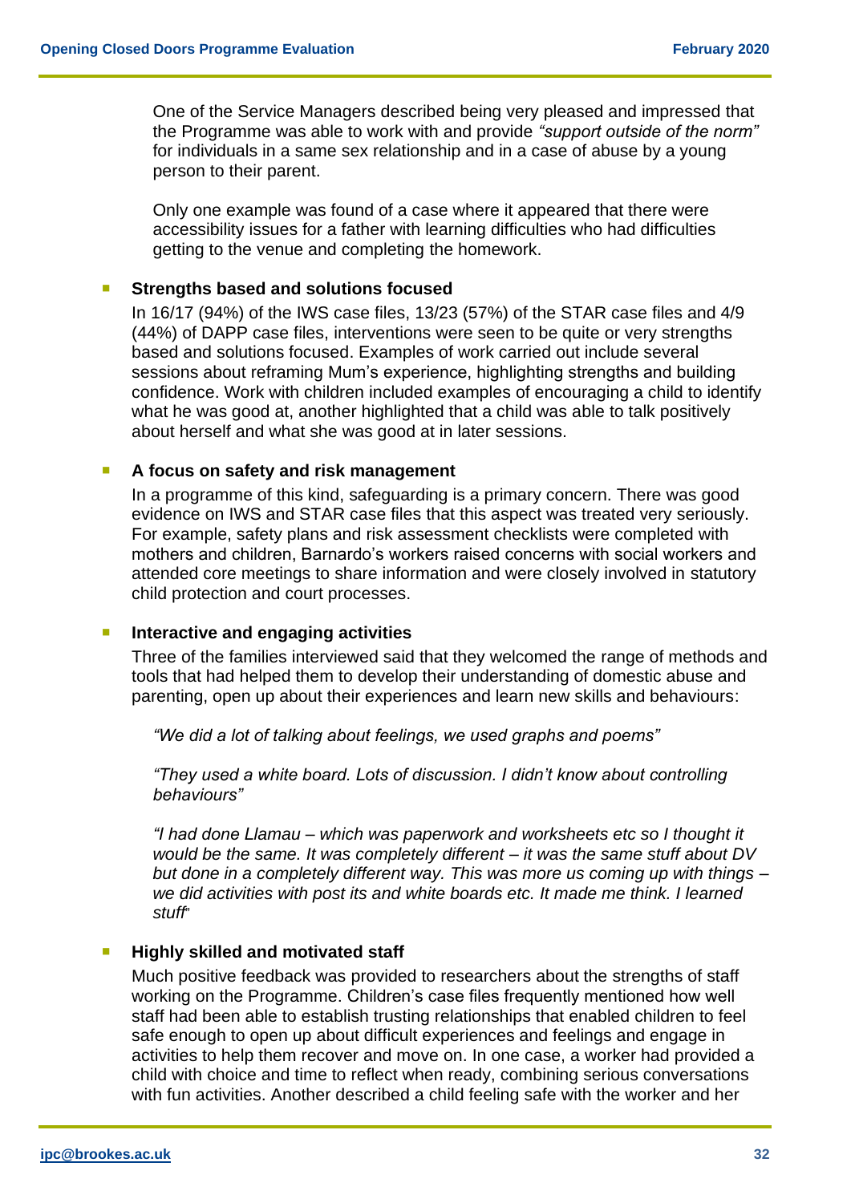One of the Service Managers described being very pleased and impressed that the Programme was able to work with and provide *"support outside of the norm"* for individuals in a same sex relationship and in a case of abuse by a young person to their parent.

Only one example was found of a case where it appeared that there were accessibility issues for a father with learning difficulties who had difficulties getting to the venue and completing the homework.

- **Strengths based and solutions focused**

  In 16/17 (94%) of the IWS case files, 13/23 (57%) of the STAR case files and 4/9 (44%) of DAPP case files, interventions were seen to be quite or very strengths based and solutions focused. Examples of work carried out include several sessions about reframing Mum's experience, highlighting strengths and building confidence. Work with children included examples of encouraging a child to identify what he was good at, another highlighted that a child was able to talk positively about herself and what she was good at in later sessions.

- **A focus on safety and risk management**

  In a programme of this kind, safeguarding is a primary concern. There was good evidence on IWS and STAR case files that this aspect was treated very seriously. For example, safety plans and risk assessment checklists were completed with mothers and children, Barnardo's workers raised concerns with social workers and attended core meetings to share information and were closely involved in statutory child protection and court processes.

- **Interactive and engaging activities**

  Three of the families interviewed said that they welcomed the range of methods and tools that had helped them to develop their understanding of domestic abuse and parenting, open up about their experiences and learn new skills and behaviours:

  *"We did a lot of talking about feelings, we used graphs and poems"*

  *"They used a white board. Lots of discussion. I didn't know about controlling behaviours"*

  *"I had done Llamau – which was paperwork and worksheets etc so I thought it would be the same. It was completely different – it was the same stuff about DV but done in a completely different way. This was more us coming up with things – we did activities with post its and white boards etc. It made me think. I learned stuff"*

- **Highly skilled and motivated staff**

  Much positive feedback was provided to researchers about the strengths of staff working on the Programme. Children's case files frequently mentioned how well staff had been able to establish trusting relationships that enabled children to feel safe enough to open up about difficult experiences and feelings and engage in activities to help them recover and move on. In one case, a worker had provided a child with choice and time to reflect when ready, combining serious conversations with fun activities. Another described a child feeling safe with the worker and her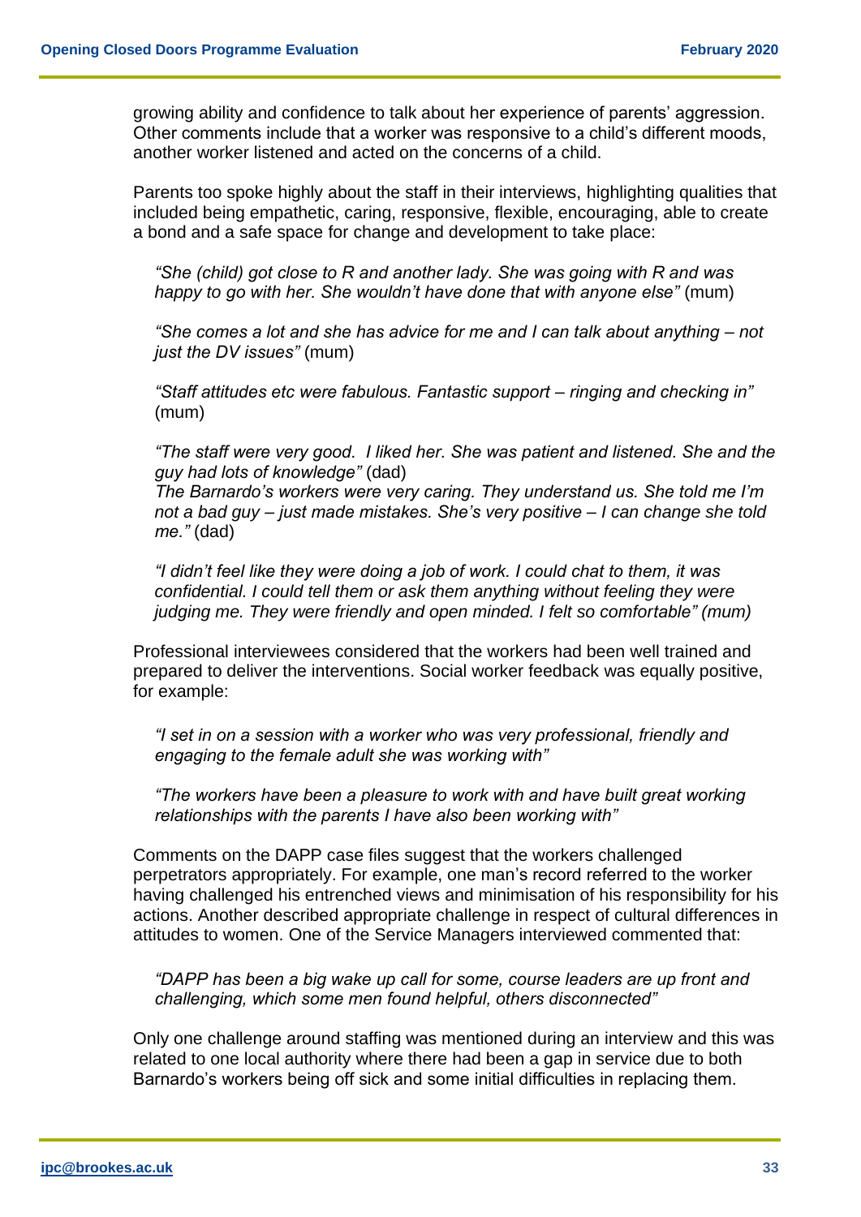growing ability and confidence to talk about her experience of parents' aggression. Other comments include that a worker was responsive to a child's different moods, another worker listened and acted on the concerns of a child.

Parents too spoke highly about the staff in their interviews, highlighting qualities that included being empathetic, caring, responsive, flexible, encouraging, able to create a bond and a safe space for change and development to take place:

> *"She (child) got close to R and another lady. She was going with R and was happy to go with her. She wouldn't have done that with anyone else"* (mum)
>
> *"She comes a lot and she has advice for me and I can talk about anything – not just the DV issues"* (mum)
>
> *"Staff attitudes etc were fabulous. Fantastic support – ringing and checking in"* (mum)
>
> *"The staff were very good. I liked her. She was patient and listened. She and the guy had lots of knowledge"* (dad)
> *The Barnardo's workers were very caring. They understand us. She told me I'm not a bad guy – just made mistakes. She's very positive – I can change she told me."* (dad)
>
> *"I didn't feel like they were doing a job of work. I could chat to them, it was confidential. I could tell them or ask them anything without feeling they were judging me. They were friendly and open minded. I felt so comfortable" (mum)*

Professional interviewees considered that the workers had been well trained and prepared to deliver the interventions. Social worker feedback was equally positive, for example:

> *"I set in on a session with a worker who was very professional, friendly and engaging to the female adult she was working with"*
>
> *"The workers have been a pleasure to work with and have built great working relationships with the parents I have also been working with"*

Comments on the DAPP case files suggest that the workers challenged perpetrators appropriately. For example, one man's record referred to the worker having challenged his entrenched views and minimisation of his responsibility for his actions. Another described appropriate challenge in respect of cultural differences in attitudes to women. One of the Service Managers interviewed commented that:

> *"DAPP has been a big wake up call for some, course leaders are up front and challenging, which some men found helpful, others disconnected"*

Only one challenge around staffing was mentioned during an interview and this was related to one local authority where there had been a gap in service due to both Barnardo's workers being off sick and some initial difficulties in replacing them.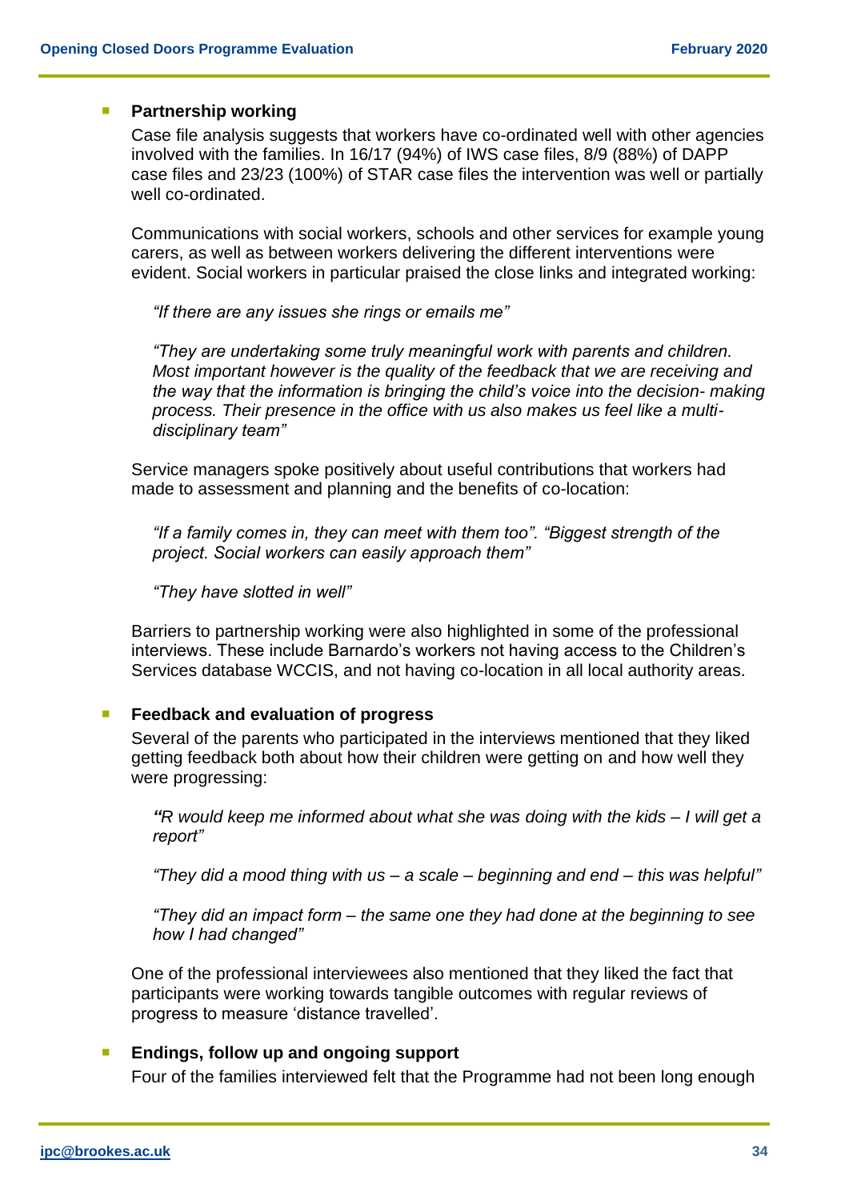- **Partnership working**

  Case file analysis suggests that workers have co-ordinated well with other agencies involved with the families. In 16/17 (94%) of IWS case files, 8/9 (88%) of DAPP case files and 23/23 (100%) of STAR case files the intervention was well or partially well co-ordinated.

  Communications with social workers, schools and other services for example young carers, as well as between workers delivering the different interventions were evident. Social workers in particular praised the close links and integrated working:

  *"If there are any issues she rings or emails me"*

  *"They are undertaking some truly meaningful work with parents and children. Most important however is the quality of the feedback that we are receiving and the way that the information is bringing the child's voice into the decision- making process. Their presence in the office with us also makes us feel like a multi-disciplinary team"*

  Service managers spoke positively about useful contributions that workers had made to assessment and planning and the benefits of co-location:

  *"If a family comes in, they can meet with them too". "Biggest strength of the project. Social workers can easily approach them"*

  *"They have slotted in well"*

  Barriers to partnership working were also highlighted in some of the professional interviews. These include Barnardo's workers not having access to the Children's Services database WCCIS, and not having co-location in all local authority areas.

- **Feedback and evaluation of progress**

  Several of the parents who participated in the interviews mentioned that they liked getting feedback both about how their children were getting on and how well they were progressing:

  *"R would keep me informed about what she was doing with the kids – I will get a report"*

  *"They did a mood thing with us – a scale – beginning and end – this was helpful"*

  *"They did an impact form – the same one they had done at the beginning to see how I had changed"*

  One of the professional interviewees also mentioned that they liked the fact that participants were working towards tangible outcomes with regular reviews of progress to measure 'distance travelled'.

- **Endings, follow up and ongoing support**

  Four of the families interviewed felt that the Programme had not been long enough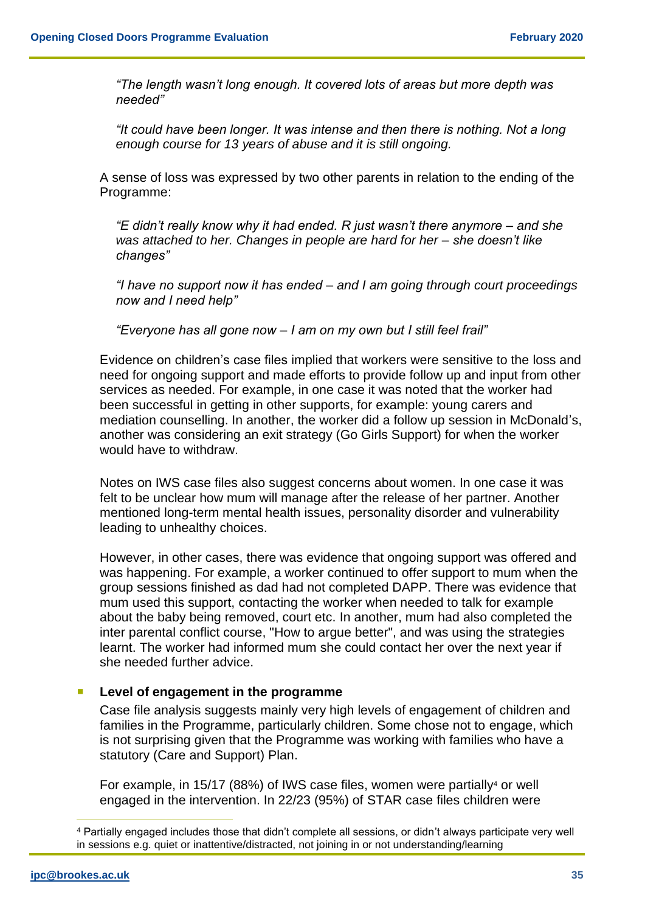*"The length wasn't long enough. It covered lots of areas but more depth was needed"*

*"It could have been longer. It was intense and then there is nothing. Not a long enough course for 13 years of abuse and it is still ongoing.*

A sense of loss was expressed by two other parents in relation to the ending of the Programme:

*"E didn't really know why it had ended. R just wasn't there anymore – and she was attached to her. Changes in people are hard for her – she doesn't like changes"*

*"I have no support now it has ended – and I am going through court proceedings now and I need help"*

*"Everyone has all gone now – I am on my own but I still feel frail"*

Evidence on children's case files implied that workers were sensitive to the loss and need for ongoing support and made efforts to provide follow up and input from other services as needed. For example, in one case it was noted that the worker had been successful in getting in other supports, for example: young carers and mediation counselling. In another, the worker did a follow up session in McDonald's, another was considering an exit strategy (Go Girls Support) for when the worker would have to withdraw.

Notes on IWS case files also suggest concerns about women. In one case it was felt to be unclear how mum will manage after the release of her partner. Another mentioned long-term mental health issues, personality disorder and vulnerability leading to unhealthy choices.

However, in other cases, there was evidence that ongoing support was offered and was happening. For example, a worker continued to offer support to mum when the group sessions finished as dad had not completed DAPP. There was evidence that mum used this support, contacting the worker when needed to talk for example about the baby being removed, court etc. In another, mum had also completed the inter parental conflict course, "How to argue better", and was using the strategies learnt. The worker had informed mum she could contact her over the next year if she needed further advice.

- **Level of engagement in the programme**

  Case file analysis suggests mainly very high levels of engagement of children and families in the Programme, particularly children. Some chose not to engage, which is not surprising given that the Programme was working with families who have a statutory (Care and Support) Plan.

  For example, in 15/17 (88%) of IWS case files, women were partially[4] or well engaged in the intervention. In 22/23 (95%) of STAR case files children were

---

[4] Partially engaged includes those that didn't complete all sessions, or didn't always participate very well in sessions e.g. quiet or inattentive/distracted, not joining in or not understanding/learning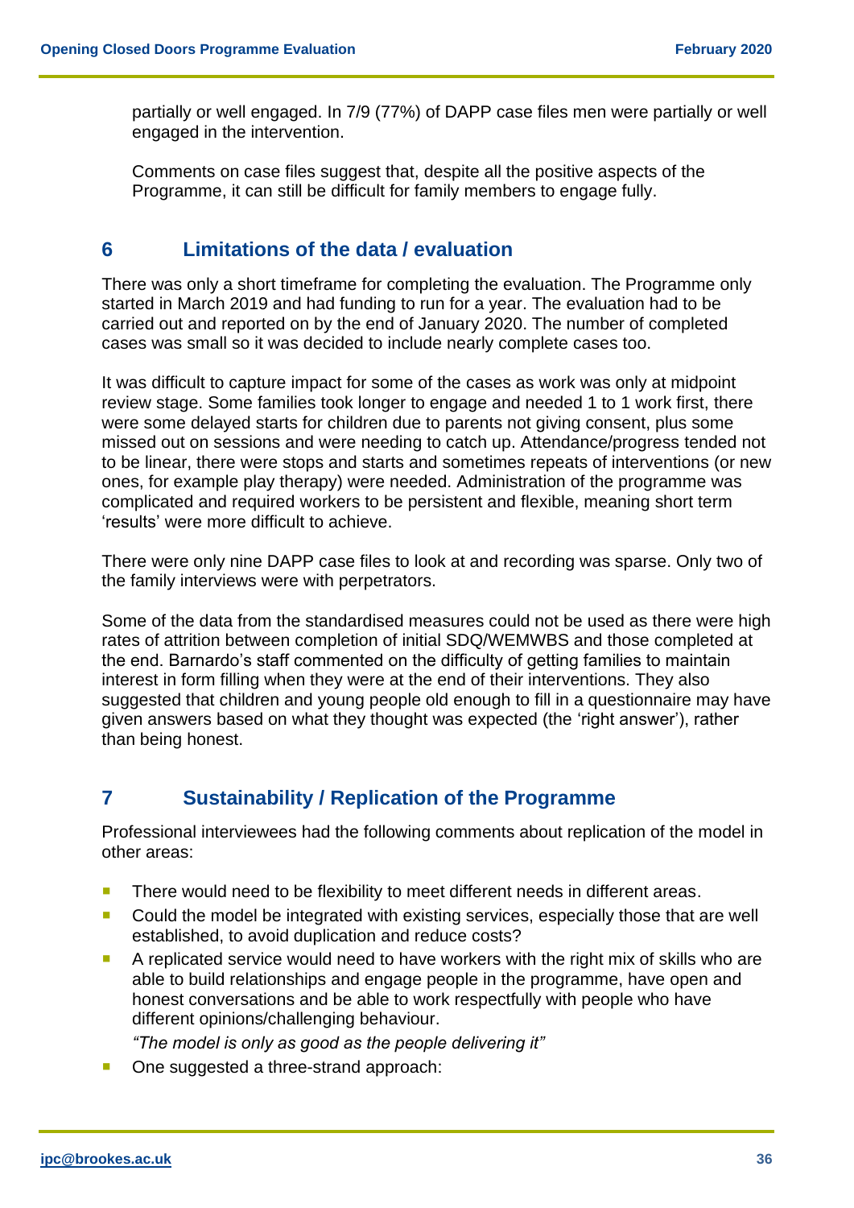partially or well engaged. In 7/9 (77%) of DAPP case files men were partially or well engaged in the intervention.

Comments on case files suggest that, despite all the positive aspects of the Programme, it can still be difficult for family members to engage fully.

## 6 Limitations of the data / evaluation

There was only a short timeframe for completing the evaluation. The Programme only started in March 2019 and had funding to run for a year. The evaluation had to be carried out and reported on by the end of January 2020. The number of completed cases was small so it was decided to include nearly complete cases too.

It was difficult to capture impact for some of the cases as work was only at midpoint review stage. Some families took longer to engage and needed 1 to 1 work first, there were some delayed starts for children due to parents not giving consent, plus some missed out on sessions and were needing to catch up. Attendance/progress tended not to be linear, there were stops and starts and sometimes repeats of interventions (or new ones, for example play therapy) were needed. Administration of the programme was complicated and required workers to be persistent and flexible, meaning short term 'results' were more difficult to achieve.

There were only nine DAPP case files to look at and recording was sparse. Only two of the family interviews were with perpetrators.

Some of the data from the standardised measures could not be used as there were high rates of attrition between completion of initial SDQ/WEMWBS and those completed at the end. Barnardo's staff commented on the difficulty of getting families to maintain interest in form filling when they were at the end of their interventions. They also suggested that children and young people old enough to fill in a questionnaire may have given answers based on what they thought was expected (the 'right answer'), rather than being honest.

## 7 Sustainability / Replication of the Programme

Professional interviewees had the following comments about replication of the model in other areas:

- There would need to be flexibility to meet different needs in different areas.
- Could the model be integrated with existing services, especially those that are well established, to avoid duplication and reduce costs?
- A replicated service would need to have workers with the right mix of skills who are able to build relationships and engage people in the programme, have open and honest conversations and be able to work respectfully with people who have different opinions/challenging behaviour.

  *"The model is only as good as the people delivering it"*
- One suggested a three-strand approach: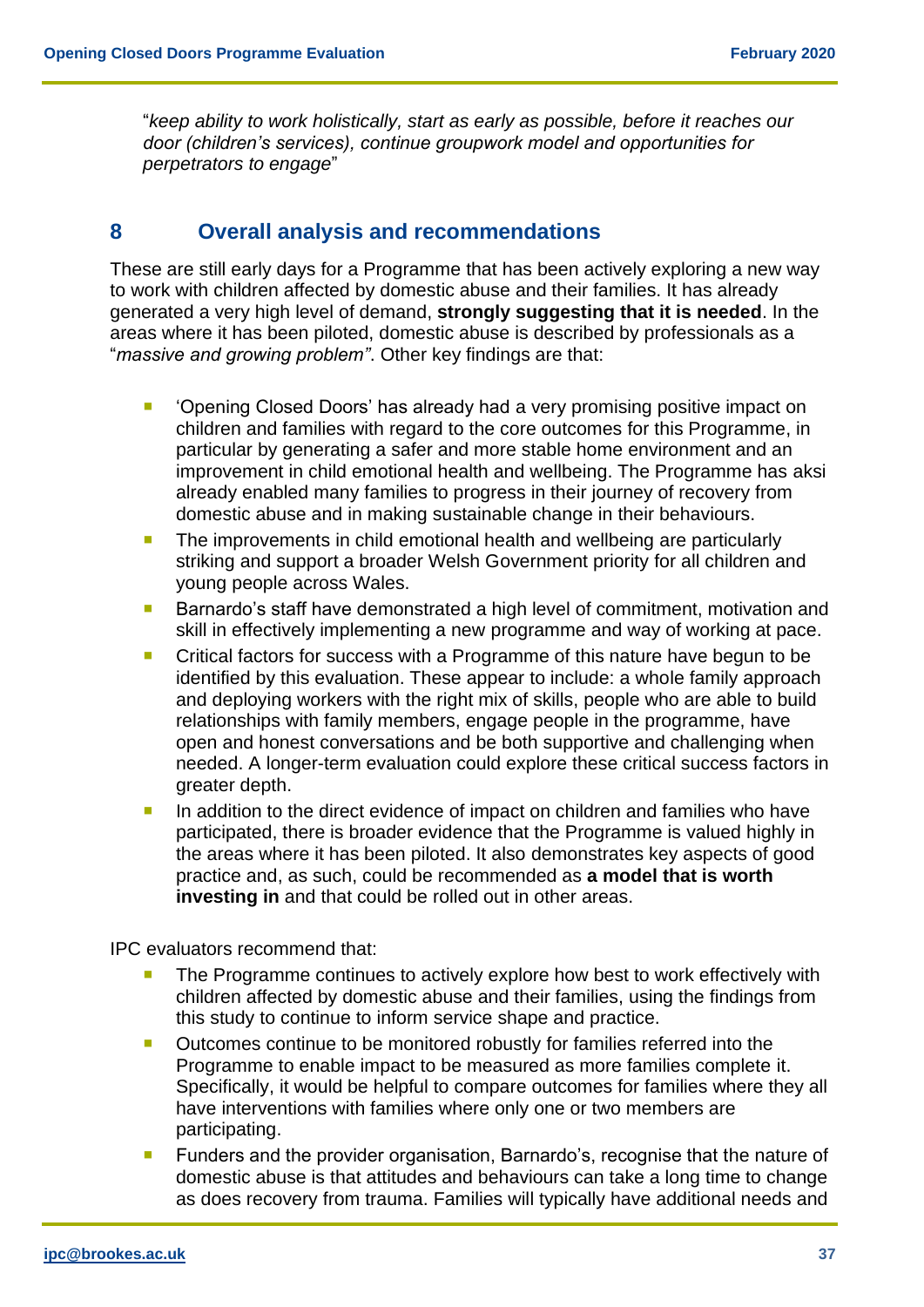"*keep ability to work holistically, start as early as possible, before it reaches our door (children's services), continue groupwork model and opportunities for perpetrators to engage*"

## 8 Overall analysis and recommendations

These are still early days for a Programme that has been actively exploring a new way to work with children affected by domestic abuse and their families. It has already generated a very high level of demand, **strongly suggesting that it is needed**. In the areas where it has been piloted, domestic abuse is described by professionals as a "*massive and growing problem"*. Other key findings are that:

- 'Opening Closed Doors' has already had a very promising positive impact on children and families with regard to the core outcomes for this Programme, in particular by generating a safer and more stable home environment and an improvement in child emotional health and wellbeing. The Programme has aksi already enabled many families to progress in their journey of recovery from domestic abuse and in making sustainable change in their behaviours.
- The improvements in child emotional health and wellbeing are particularly striking and support a broader Welsh Government priority for all children and young people across Wales.
- Barnardo's staff have demonstrated a high level of commitment, motivation and skill in effectively implementing a new programme and way of working at pace.
- Critical factors for success with a Programme of this nature have begun to be identified by this evaluation. These appear to include: a whole family approach and deploying workers with the right mix of skills, people who are able to build relationships with family members, engage people in the programme, have open and honest conversations and be both supportive and challenging when needed. A longer-term evaluation could explore these critical success factors in greater depth.
- In addition to the direct evidence of impact on children and families who have participated, there is broader evidence that the Programme is valued highly in the areas where it has been piloted. It also demonstrates key aspects of good practice and, as such, could be recommended as **a model that is worth investing in** and that could be rolled out in other areas.

IPC evaluators recommend that:

- The Programme continues to actively explore how best to work effectively with children affected by domestic abuse and their families, using the findings from this study to continue to inform service shape and practice.
- Outcomes continue to be monitored robustly for families referred into the Programme to enable impact to be measured as more families complete it. Specifically, it would be helpful to compare outcomes for families where they all have interventions with families where only one or two members are participating.
- Funders and the provider organisation, Barnardo's, recognise that the nature of domestic abuse is that attitudes and behaviours can take a long time to change as does recovery from trauma. Families will typically have additional needs and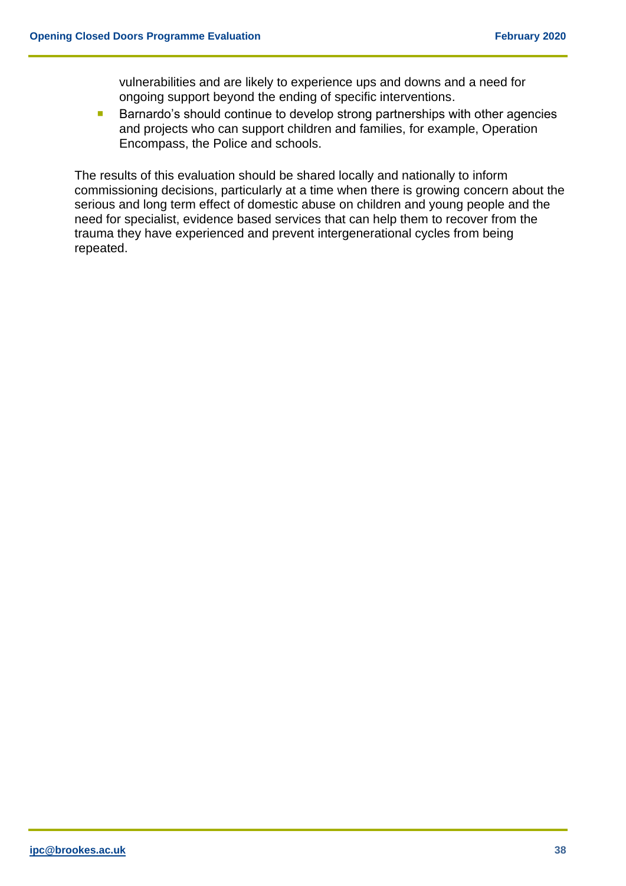vulnerabilities and are likely to experience ups and downs and a need for ongoing support beyond the ending of specific interventions.

- Barnardo's should continue to develop strong partnerships with other agencies and projects who can support children and families, for example, Operation Encompass, the Police and schools.

The results of this evaluation should be shared locally and nationally to inform commissioning decisions, particularly at a time when there is growing concern about the serious and long term effect of domestic abuse on children and young people and the need for specialist, evidence based services that can help them to recover from the trauma they have experienced and prevent intergenerational cycles from being repeated.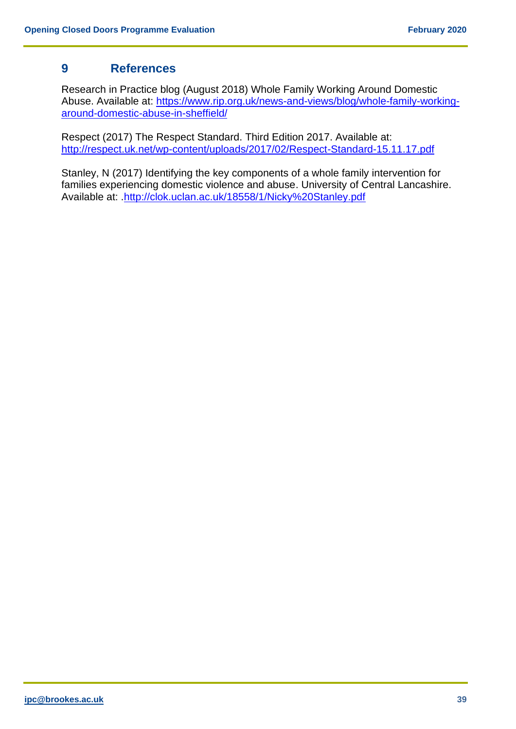## 9 References

Research in Practice blog (August 2018) Whole Family Working Around Domestic Abuse. Available at: https://www.rip.org.uk/news-and-views/blog/whole-family-working-around-domestic-abuse-in-sheffield/

Respect (2017) The Respect Standard. Third Edition 2017. Available at: http://respect.uk.net/wp-content/uploads/2017/02/Respect-Standard-15.11.17.pdf

Stanley, N (2017) Identifying the key components of a whole family intervention for families experiencing domestic violence and abuse. University of Central Lancashire. Available at: .http://clok.uclan.ac.uk/18558/1/Nicky%20Stanley.pdf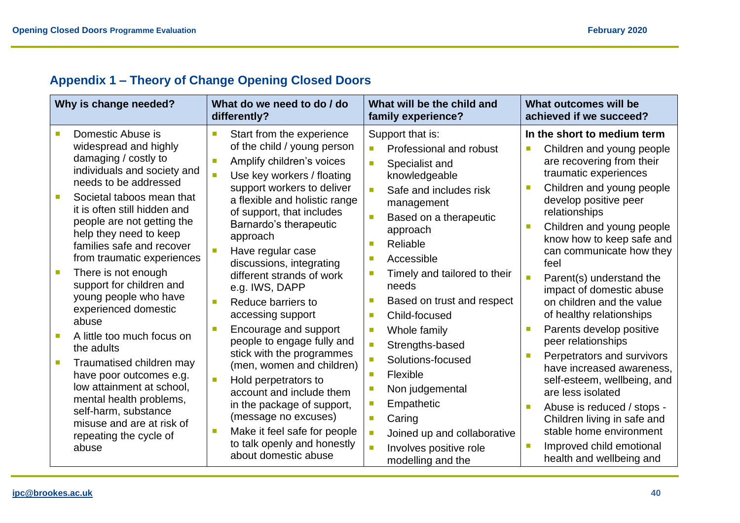## Appendix 1 – Theory of Change Opening Closed Doors

| Why is change needed? | What do we need to do / do differently? | What will be the child and family experience? | What outcomes will be achieved if we succeed? |
|---|---|---|---|
| - Domestic Abuse is widespread and highly damaging / costly to individuals and society and needs to be addressed<br>- Societal taboos mean that it is often still hidden and people are not getting the help they need to keep families safe and recover from traumatic experiences<br>- There is not enough support for children and young people who have experienced domestic abuse<br>- A little too much focus on the adults<br>- Traumatised children may have poor outcomes e.g. low attainment at school, mental health problems, self-harm, substance misuse and are at risk of repeating the cycle of abuse | - Start from the experience of the child / young person<br>- Amplify children's voices<br>- Use key workers / floating support workers to deliver a flexible and holistic range of support, that includes Barnardo's therapeutic approach<br>- Have regular case discussions, integrating different strands of work e.g. IWS, DAPP<br>- Reduce barriers to accessing support<br>- Encourage and support people to engage fully and stick with the programmes (men, women and children)<br>- Hold perpetrators to account and include them in the package of support, (message no excuses)<br>- Make it feel safe for people to talk openly and honestly about domestic abuse | Support that is:<br>- Professional and robust<br>- Specialist and knowledgeable<br>- Safe and includes risk management<br>- Based on a therapeutic approach<br>- Reliable<br>- Accessible<br>- Timely and tailored to their needs<br>- Based on trust and respect<br>- Child-focused<br>- Whole family<br>- Strengths-based<br>- Solutions-focused<br>- Flexible<br>- Non judgemental<br>- Empathetic<br>- Caring<br>- Joined up and collaborative<br>- Involves positive role modelling and the | **In the short to medium term**<br>- Children and young people are recovering from their traumatic experiences<br>- Children and young people develop positive peer relationships<br>- Children and young people know how to keep safe and can communicate how they feel<br>- Parent(s) understand the impact of domestic abuse on children and the value of healthy relationships<br>- Parents develop positive peer relationships<br>- Perpetrators and survivors have increased awareness, self-esteem, wellbeing, and are less isolated<br>- Abuse is reduced / stops - Children living in safe and stable home environment<br>- Improved child emotional health and wellbeing and |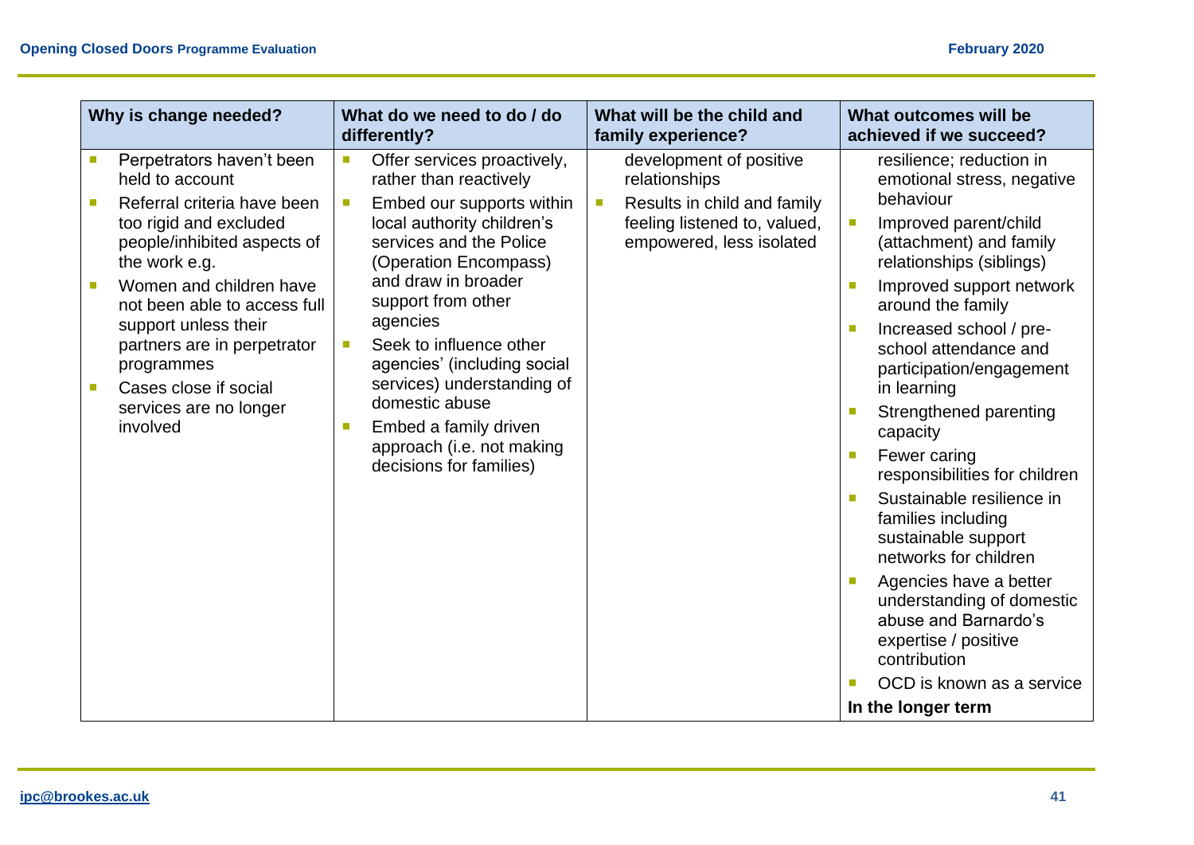| Why is change needed? | What do we need to do / do differently? | What will be the child and family experience? | What outcomes will be achieved if we succeed? |
|---|---|---|---|
| • Perpetrators haven't been held to account<br>• Referral criteria have been too rigid and excluded people/inhibited aspects of the work e.g.<br>• Women and children have not been able to access full support unless their partners are in perpetrator programmes<br>• Cases close if social services are no longer involved | • Offer services proactively, rather than reactively<br>• Embed our supports within local authority children's services and the Police (Operation Encompass) and draw in broader support from other agencies<br>• Seek to influence other agencies' (including social services) understanding of domestic abuse<br>• Embed a family driven approach (i.e. not making decisions for families) | development of positive relationships<br>• Results in child and family feeling listened to, valued, empowered, less isolated | resilience; reduction in emotional stress, negative behaviour<br>• Improved parent/child (attachment) and family relationships (siblings)<br>• Improved support network around the family<br>• Increased school / pre-school attendance and participation/engagement in learning<br>• Strengthened parenting capacity<br>• Fewer caring responsibilities for children<br>• Sustainable resilience in families including sustainable support networks for children<br>• Agencies have a better understanding of domestic abuse and Barnardo's expertise / positive contribution<br>• OCD is known as a service<br>**In the longer term** |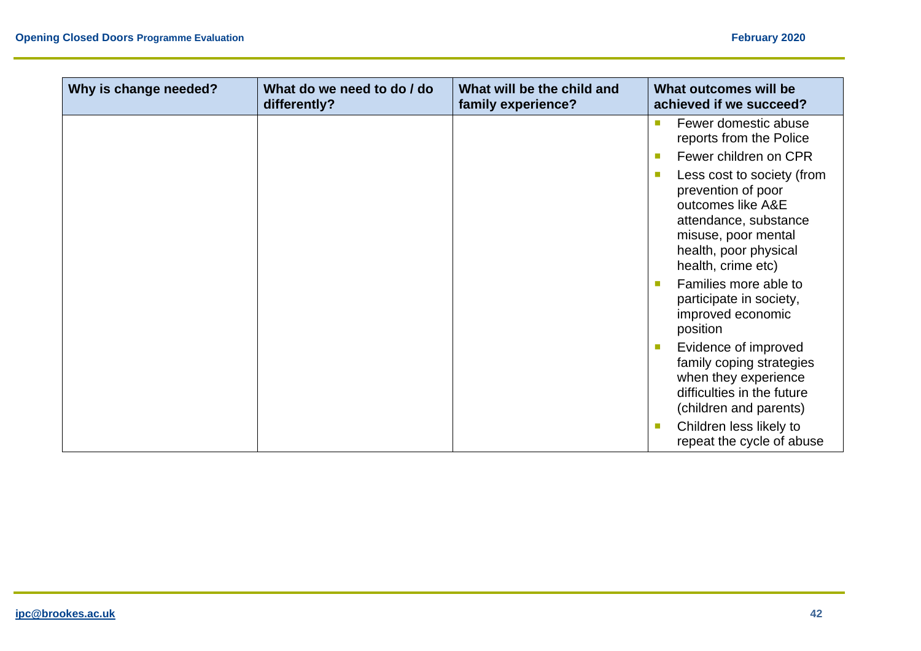| Why is change needed? | What do we need to do / do differently? | What will be the child and family experience? | What outcomes will be achieved if we succeed? |
| --- | --- | --- | --- |
| | | | - Fewer domestic abuse reports from the Police<br>- Fewer children on CPR<br>- Less cost to society (from prevention of poor outcomes like A&E attendance, substance misuse, poor mental health, poor physical health, crime etc)<br>- Families more able to participate in society, improved economic position<br>- Evidence of improved family coping strategies when they experience difficulties in the future (children and parents)<br>- Children less likely to repeat the cycle of abuse |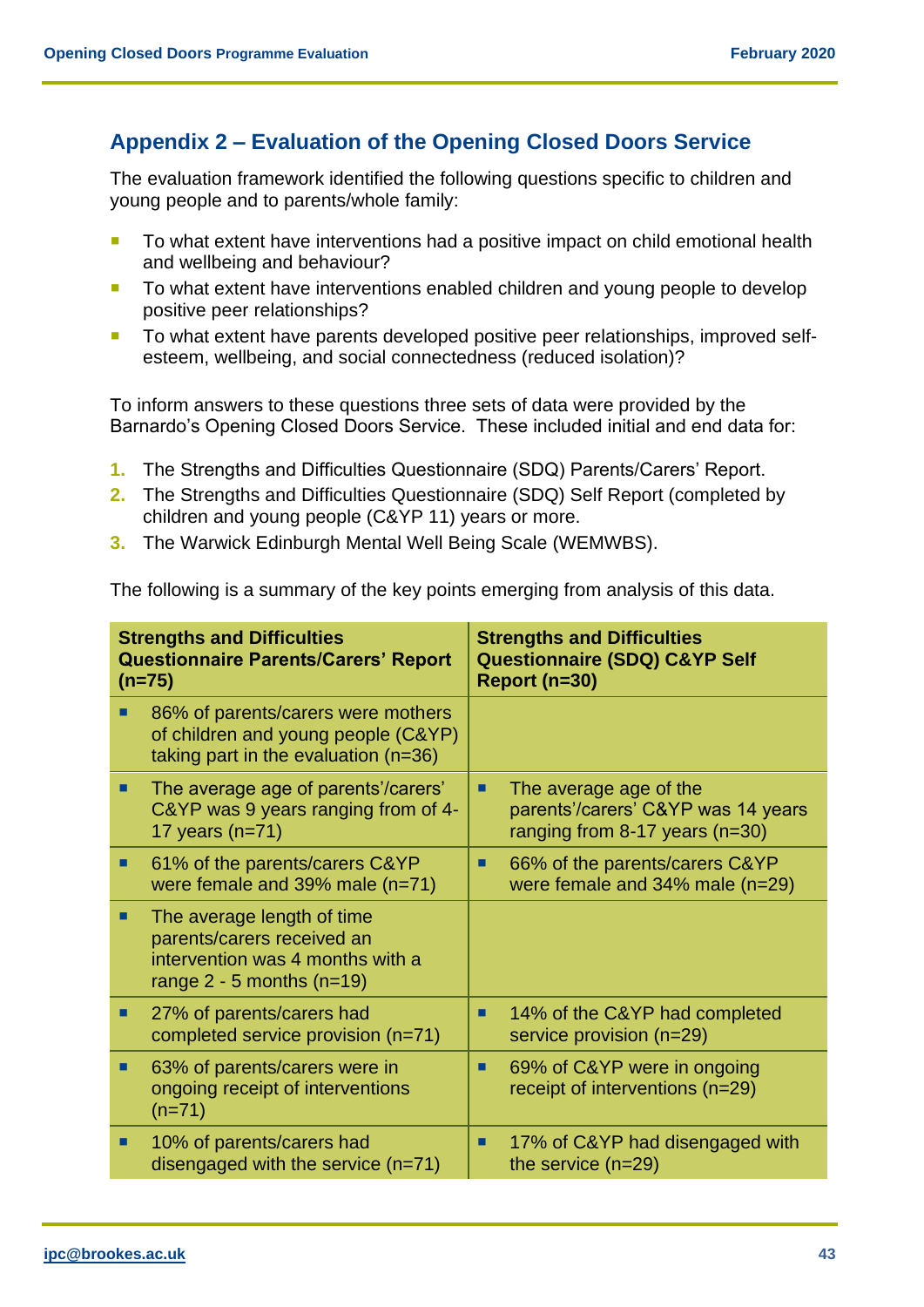## Appendix 2 – Evaluation of the Opening Closed Doors Service

The evaluation framework identified the following questions specific to children and young people and to parents/whole family:

- To what extent have interventions had a positive impact on child emotional health and wellbeing and behaviour?
- To what extent have interventions enabled children and young people to develop positive peer relationships?
- To what extent have parents developed positive peer relationships, improved self-esteem, wellbeing, and social connectedness (reduced isolation)?

To inform answers to these questions three sets of data were provided by the Barnardo's Opening Closed Doors Service. These included initial and end data for:

1. The Strengths and Difficulties Questionnaire (SDQ) Parents/Carers' Report.
2. The Strengths and Difficulties Questionnaire (SDQ) Self Report (completed by children and young people (C&YP 11) years or more.
3. The Warwick Edinburgh Mental Well Being Scale (WEMWBS).

The following is a summary of the key points emerging from analysis of this data.

| Strengths and Difficulties Questionnaire Parents/Carers' Report (n=75) | Strengths and Difficulties Questionnaire (SDQ) C&YP Self Report (n=30) |
|---|---|
| 86% of parents/carers were mothers of children and young people (C&YP) taking part in the evaluation (n=36) | |
| The average age of parents'/carers' C&YP was 9 years ranging from of 4-17 years (n=71) | The average age of the parents'/carers' C&YP was 14 years ranging from 8-17 years (n=30) |
| 61% of the parents/carers C&YP were female and 39% male (n=71) | 66% of the parents/carers C&YP were female and 34% male (n=29) |
| The average length of time parents/carers received an intervention was 4 months with a range 2 - 5 months (n=19) | |
| 27% of parents/carers had completed service provision (n=71) | 14% of the C&YP had completed service provision (n=29) |
| 63% of parents/carers were in ongoing receipt of interventions (n=71) | 69% of C&YP were in ongoing receipt of interventions (n=29) |
| 10% of parents/carers had disengaged with the service (n=71) | 17% of C&YP had disengaged with the service (n=29) |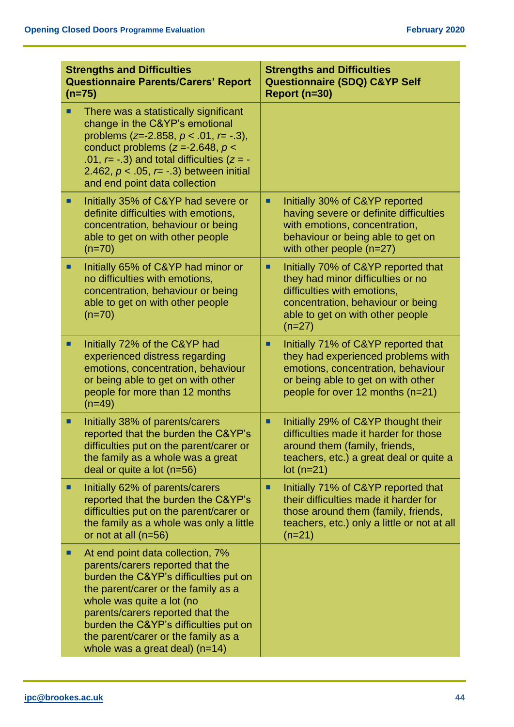| Strengths and Difficulties Questionnaire Parents/Carers' Report (n=75) | Strengths and Difficulties Questionnaire (SDQ) C&YP Self Report (n=30) |
|---|---|
| There was a statistically significant change in the C&YP's emotional problems ($z$=-2.858, $p$ < .01, $r$= -.3), conduct problems ($z$ =-2.648, $p$ < .01, $r$= -.3) and total difficulties ($z$ = -2.462, $p$ < .05, $r$= -.3) between initial and end point data collection | |
| Initially 35% of C&YP had severe or definite difficulties with emotions, concentration, behaviour or being able to get on with other people (n=70) | Initially 30% of C&YP reported having severe or definite difficulties with emotions, concentration, behaviour or being able to get on with other people (n=27) |
| Initially 65% of C&YP had minor or no difficulties with emotions, concentration, behaviour or being able to get on with other people (n=70) | Initially 70% of C&YP reported that they had minor difficulties or no difficulties with emotions, concentration, behaviour or being able to get on with other people (n=27) |
| Initially 72% of the C&YP had experienced distress regarding emotions, concentration, behaviour or being able to get on with other people for more than 12 months (n=49) | Initially 71% of C&YP reported that they had experienced problems with emotions, concentration, behaviour or being able to get on with other people for over 12 months (n=21) |
| Initially 38% of parents/carers reported that the burden the C&YP's difficulties put on the parent/carer or the family as a whole was a great deal or quite a lot (n=56) | Initially 29% of C&YP thought their difficulties made it harder for those around them (family, friends, teachers, etc.) a great deal or quite a lot (n=21) |
| Initially 62% of parents/carers reported that the burden the C&YP's difficulties put on the parent/carer or the family as a whole was only a little or not at all (n=56) | Initially 71% of C&YP reported that their difficulties made it harder for those around them (family, friends, teachers, etc.) only a little or not at all (n=21) |
| At end point data collection, 7% parents/carers reported that the burden the C&YP's difficulties put on the parent/carer or the family as a whole was quite a lot (no parents/carers reported that the burden the C&YP's difficulties put on the parent/carer or the family as a whole was a great deal) (n=14) | |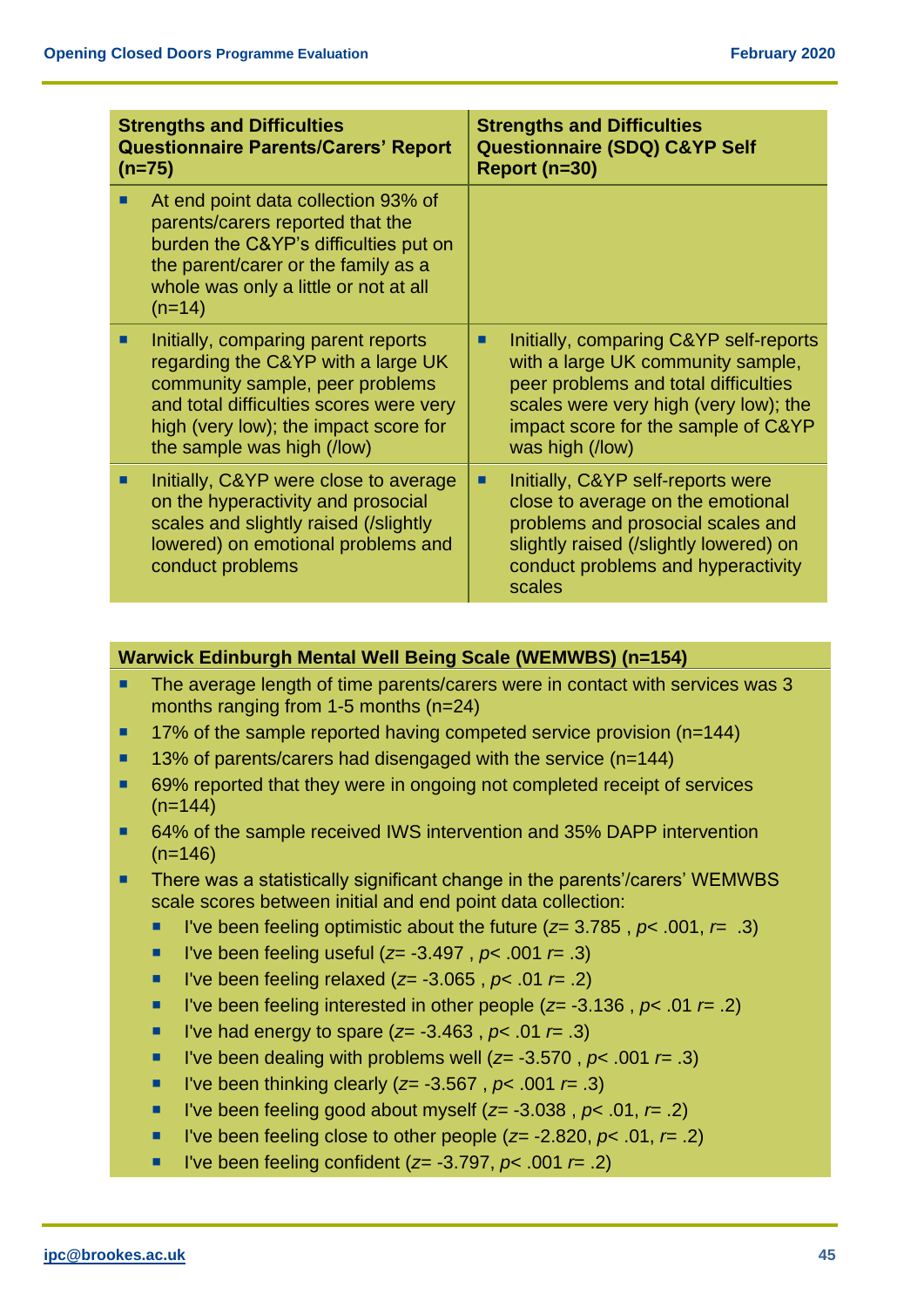| Strengths and Difficulties Questionnaire Parents/Carers' Report (n=75) | Strengths and Difficulties Questionnaire (SDQ) C&YP Self Report (n=30) |
|---|---|
| At end point data collection 93% of parents/carers reported that the burden the C&YP's difficulties put on the parent/carer or the family as a whole was only a little or not at all (n=14) | |
| Initially, comparing parent reports regarding the C&YP with a large UK community sample, peer problems and total difficulties scores were very high (very low); the impact score for the sample was high (/low) | Initially, comparing C&YP self-reports with a large UK community sample, peer problems and total difficulties scales were very high (very low); the impact score for the sample of C&YP was high (/low) |
| Initially, C&YP were close to average on the hyperactivity and prosocial scales and slightly raised (/slightly lowered) on emotional problems and conduct problems | Initially, C&YP self-reports were close to average on the emotional problems and prosocial scales and slightly raised (/slightly lowered) on conduct problems and hyperactivity scales |

**Warwick Edinburgh Mental Well Being Scale (WEMWBS) (n=154)**

- The average length of time parents/carers were in contact with services was 3 months ranging from 1-5 months (n=24)
- 17% of the sample reported having competed service provision (n=144)
- 13% of parents/carers had disengaged with the service (n=144)
- 69% reported that they were in ongoing not completed receipt of services (n=144)
- 64% of the sample received IWS intervention and 35% DAPP intervention (n=146)
- There was a statistically significant change in the parents'/carers' WEMWBS scale scores between initial and end point data collection:
  - I've been feeling optimistic about the future ($z$= 3.785 , $p$< .001, $r$= .3)
  - I've been feeling useful ($z$= -3.497 , $p$< .001 $r$= .3)
  - I've been feeling relaxed ($z$= -3.065 , $p$< .01 $r$= .2)
  - I've been feeling interested in other people ($z$= -3.136 , $p$< .01 $r$= .2)
  - I've had energy to spare ($z$= -3.463 , $p$< .01 $r$= .3)
  - I've been dealing with problems well ($z$= -3.570 , $p$< .001 $r$= .3)
  - I've been thinking clearly ($z$= -3.567 , $p$< .001 $r$= .3)
  - I've been feeling good about myself ($z$= -3.038 , $p$< .01, $r$= .2)
  - I've been feeling close to other people ($z$= -2.820, $p$< .01, $r$= .2)
  - I've been feeling confident ($z$= -3.797, $p$< .001 $r$= .2)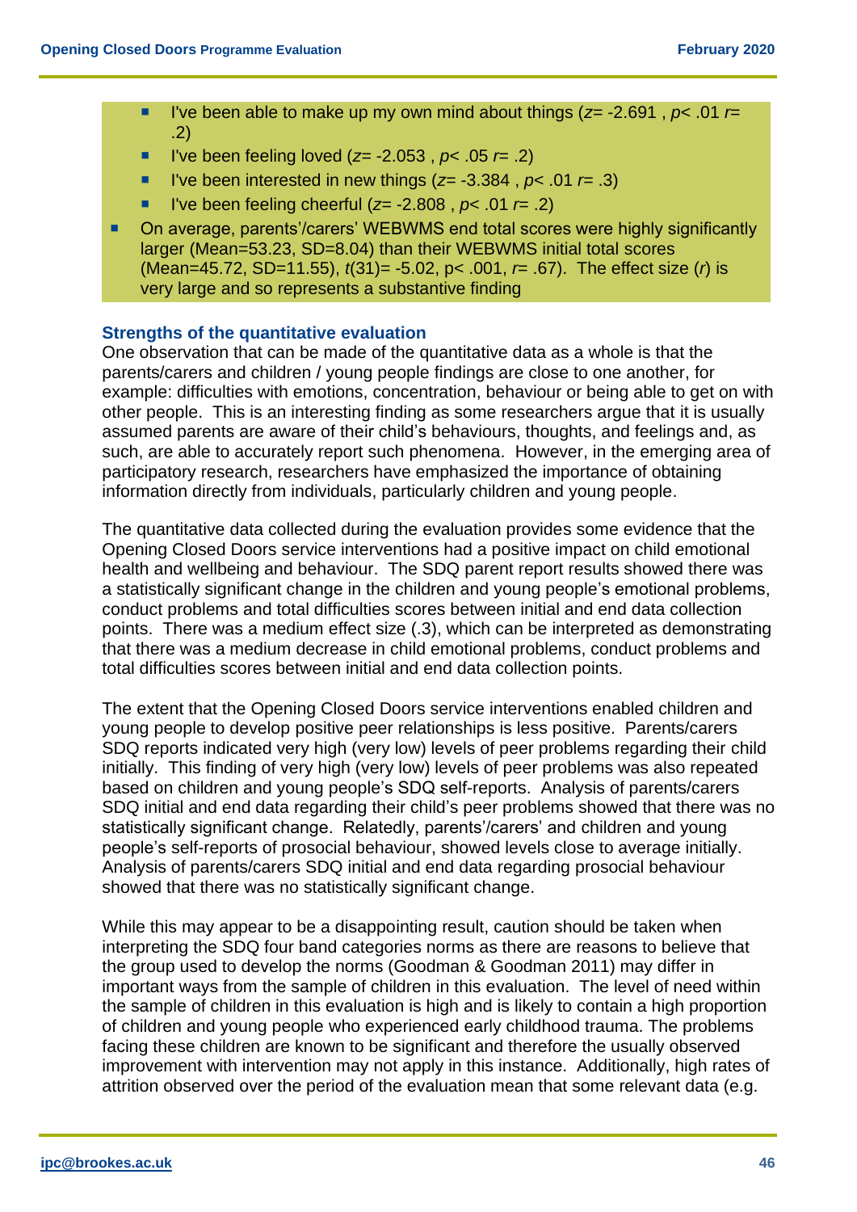- I've been able to make up my own mind about things ($z$= -2.691 , $p$< .01 $r$= .2)
- I've been feeling loved ($z$= -2.053 , $p$< .05 $r$= .2)
- I've been interested in new things ($z$= -3.384 , $p$< .01 $r$= .3)
- I've been feeling cheerful ($z$= -2.808 , $p$< .01 $r$= .2)

- On average, parents'/carers' WEBWMS end total scores were highly significantly larger (Mean=53.23, SD=8.04) than their WEBWMS initial total scores (Mean=45.72, SD=11.55), $t(31)$= -5.02, p< .001, $r$= .67). The effect size ($r$) is very large and so represents a substantive finding

### Strengths of the quantitative evaluation

One observation that can be made of the quantitative data as a whole is that the parents/carers and children / young people findings are close to one another, for example: difficulties with emotions, concentration, behaviour or being able to get on with other people. This is an interesting finding as some researchers argue that it is usually assumed parents are aware of their child's behaviours, thoughts, and feelings and, as such, are able to accurately report such phenomena. However, in the emerging area of participatory research, researchers have emphasized the importance of obtaining information directly from individuals, particularly children and young people.

The quantitative data collected during the evaluation provides some evidence that the Opening Closed Doors service interventions had a positive impact on child emotional health and wellbeing and behaviour. The SDQ parent report results showed there was a statistically significant change in the children and young people's emotional problems, conduct problems and total difficulties scores between initial and end data collection points. There was a medium effect size (.3), which can be interpreted as demonstrating that there was a medium decrease in child emotional problems, conduct problems and total difficulties scores between initial and end data collection points.

The extent that the Opening Closed Doors service interventions enabled children and young people to develop positive peer relationships is less positive. Parents/carers SDQ reports indicated very high (very low) levels of peer problems regarding their child initially. This finding of very high (very low) levels of peer problems was also repeated based on children and young people's SDQ self-reports. Analysis of parents/carers SDQ initial and end data regarding their child's peer problems showed that there was no statistically significant change. Relatedly, parents'/carers' and children and young people's self-reports of prosocial behaviour, showed levels close to average initially. Analysis of parents/carers SDQ initial and end data regarding prosocial behaviour showed that there was no statistically significant change.

While this may appear to be a disappointing result, caution should be taken when interpreting the SDQ four band categories norms as there are reasons to believe that the group used to develop the norms (Goodman & Goodman 2011) may differ in important ways from the sample of children in this evaluation. The level of need within the sample of children in this evaluation is high and is likely to contain a high proportion of children and young people who experienced early childhood trauma. The problems facing these children are known to be significant and therefore the usually observed improvement with intervention may not apply in this instance. Additionally, high rates of attrition observed over the period of the evaluation mean that some relevant data (e.g.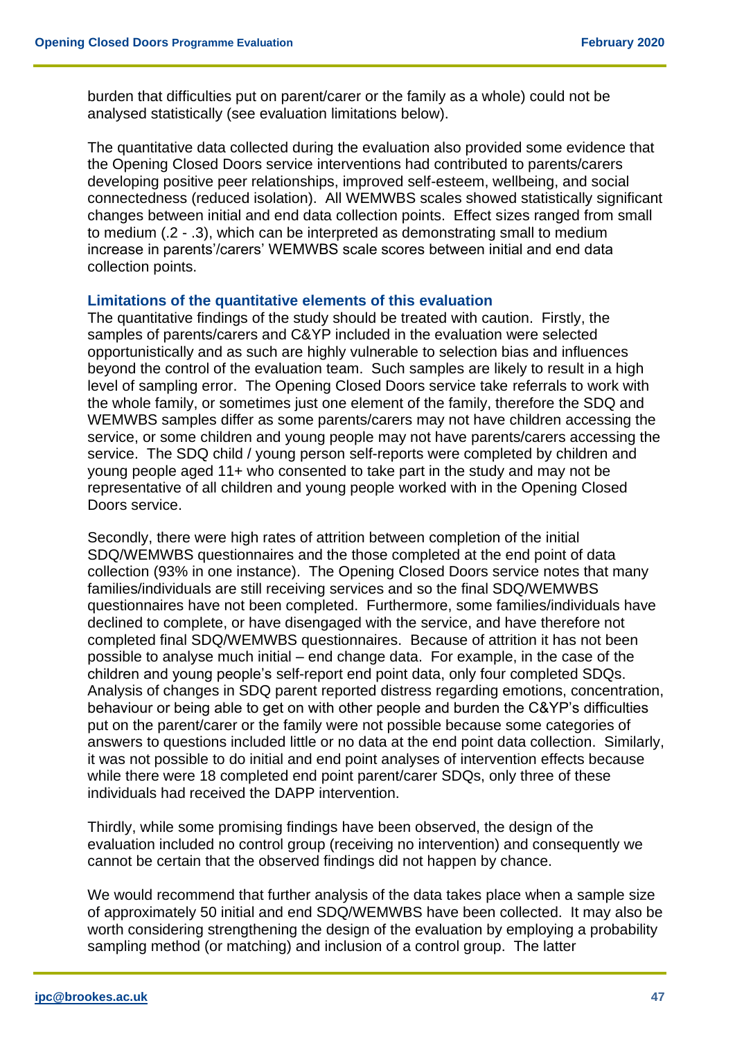burden that difficulties put on parent/carer or the family as a whole) could not be analysed statistically (see evaluation limitations below).

The quantitative data collected during the evaluation also provided some evidence that the Opening Closed Doors service interventions had contributed to parents/carers developing positive peer relationships, improved self-esteem, wellbeing, and social connectedness (reduced isolation). All WEMWBS scales showed statistically significant changes between initial and end data collection points. Effect sizes ranged from small to medium (.2 - .3), which can be interpreted as demonstrating small to medium increase in parents'/carers' WEMWBS scale scores between initial and end data collection points.

### Limitations of the quantitative elements of this evaluation

The quantitative findings of the study should be treated with caution. Firstly, the samples of parents/carers and C&YP included in the evaluation were selected opportunistically and as such are highly vulnerable to selection bias and influences beyond the control of the evaluation team. Such samples are likely to result in a high level of sampling error. The Opening Closed Doors service take referrals to work with the whole family, or sometimes just one element of the family, therefore the SDQ and WEMWBS samples differ as some parents/carers may not have children accessing the service, or some children and young people may not have parents/carers accessing the service. The SDQ child / young person self-reports were completed by children and young people aged 11+ who consented to take part in the study and may not be representative of all children and young people worked with in the Opening Closed Doors service.

Secondly, there were high rates of attrition between completion of the initial SDQ/WEMWBS questionnaires and the those completed at the end point of data collection (93% in one instance). The Opening Closed Doors service notes that many families/individuals are still receiving services and so the final SDQ/WEMWBS questionnaires have not been completed. Furthermore, some families/individuals have declined to complete, or have disengaged with the service, and have therefore not completed final SDQ/WEMWBS questionnaires. Because of attrition it has not been possible to analyse much initial – end change data. For example, in the case of the children and young people's self-report end point data, only four completed SDQs. Analysis of changes in SDQ parent reported distress regarding emotions, concentration, behaviour or being able to get on with other people and burden the C&YP's difficulties put on the parent/carer or the family were not possible because some categories of answers to questions included little or no data at the end point data collection. Similarly, it was not possible to do initial and end point analyses of intervention effects because while there were 18 completed end point parent/carer SDQs, only three of these individuals had received the DAPP intervention.

Thirdly, while some promising findings have been observed, the design of the evaluation included no control group (receiving no intervention) and consequently we cannot be certain that the observed findings did not happen by chance.

We would recommend that further analysis of the data takes place when a sample size of approximately 50 initial and end SDQ/WEMWBS have been collected. It may also be worth considering strengthening the design of the evaluation by employing a probability sampling method (or matching) and inclusion of a control group. The latter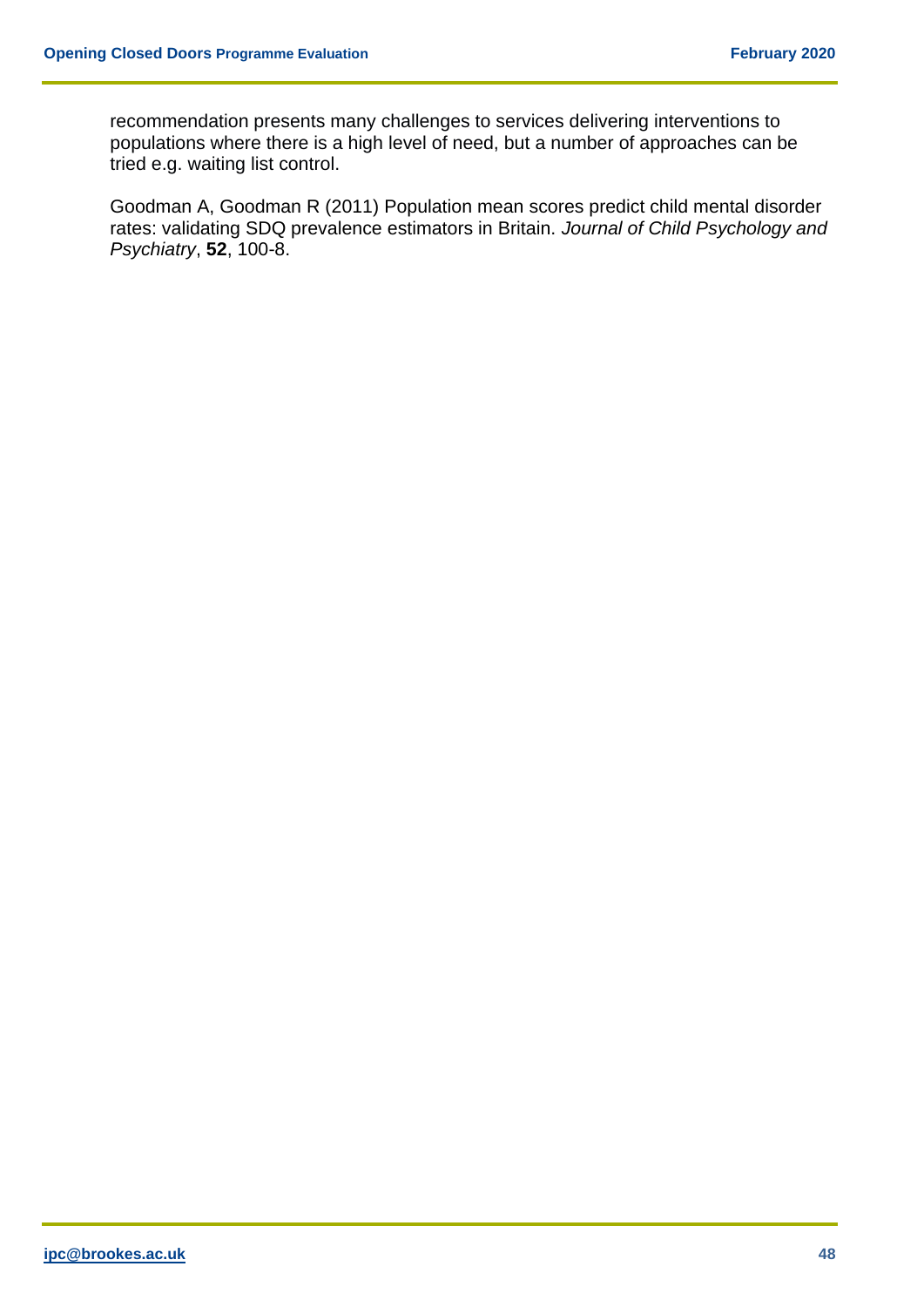recommendation presents many challenges to services delivering interventions to populations where there is a high level of need, but a number of approaches can be tried e.g. waiting list control.

Goodman A, Goodman R (2011) Population mean scores predict child mental disorder rates: validating SDQ prevalence estimators in Britain. *Journal of Child Psychology and Psychiatry*, **52**, 100-8.